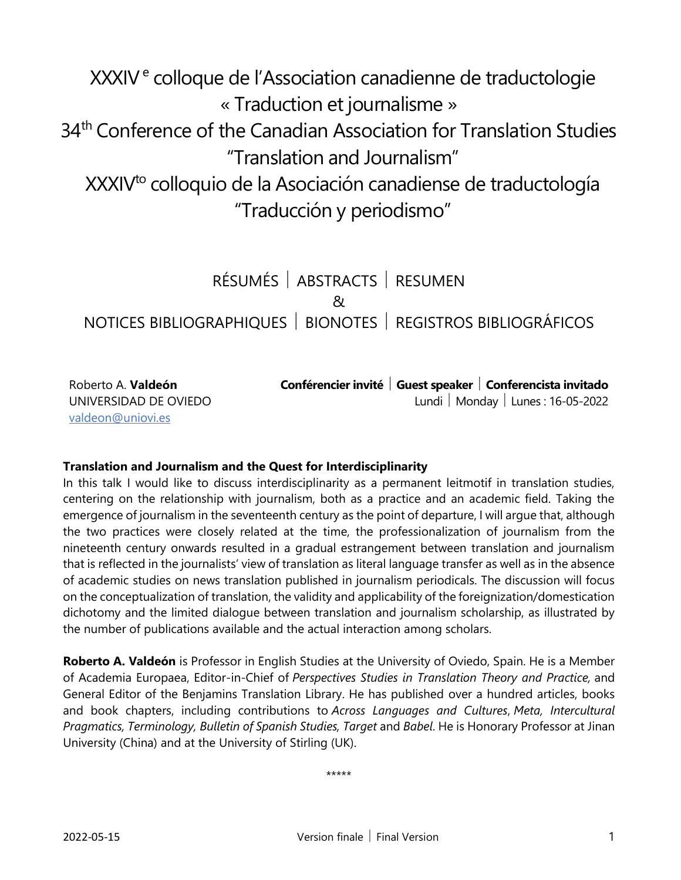# XXXIV[e] colloque de l'Association canadienne de traductologie « Traduction et journalisme »

# 34[th] Conference of the Canadian Association for Translation Studies "Translation and Journalism"

# XXXIV[to] colloquio de la Asociación canadiense de traductología "Traducción y periodismo"

RÉSUMÉS | ABSTRACTS | RESUMEN

&

NOTICES BIBLIOGRAPHIQUES | BIONOTES | REGISTROS BIBLIOGRÁFICOS

Roberto A. **Valdeón**
UNIVERSIDAD DE OVIEDO
valdeon@uniovi.es

**Conférencier invité | Guest speaker | Conferencista invitado**
Lundi | Monday | Lunes : 16-05-2022

**Translation and Journalism and the Quest for Interdisciplinarity**

In this talk I would like to discuss interdisciplinarity as a permanent leitmotif in translation studies, centering on the relationship with journalism, both as a practice and an academic field. Taking the emergence of journalism in the seventeenth century as the point of departure, I will argue that, although the two practices were closely related at the time, the professionalization of journalism from the nineteenth century onwards resulted in a gradual estrangement between translation and journalism that is reflected in the journalists' view of translation as literal language transfer as well as in the absence of academic studies on news translation published in journalism periodicals. The discussion will focus on the conceptualization of translation, the validity and applicability of the foreignization/domestication dichotomy and the limited dialogue between translation and journalism scholarship, as illustrated by the number of publications available and the actual interaction among scholars.

**Roberto A. Valdeón** is Professor in English Studies at the University of Oviedo, Spain. He is a Member of Academia Europaea, Editor-in-Chief of *Perspectives Studies in Translation Theory and Practice*, and General Editor of the Benjamins Translation Library. He has published over a hundred articles, books and book chapters, including contributions to *Across Languages and Cultures*, *Meta*, *Intercultural Pragmatics, Terminology, Bulletin of Spanish Studies, Target* and *Babel*. He is Honorary Professor at Jinan University (China) and at the University of Stirling (UK).

*****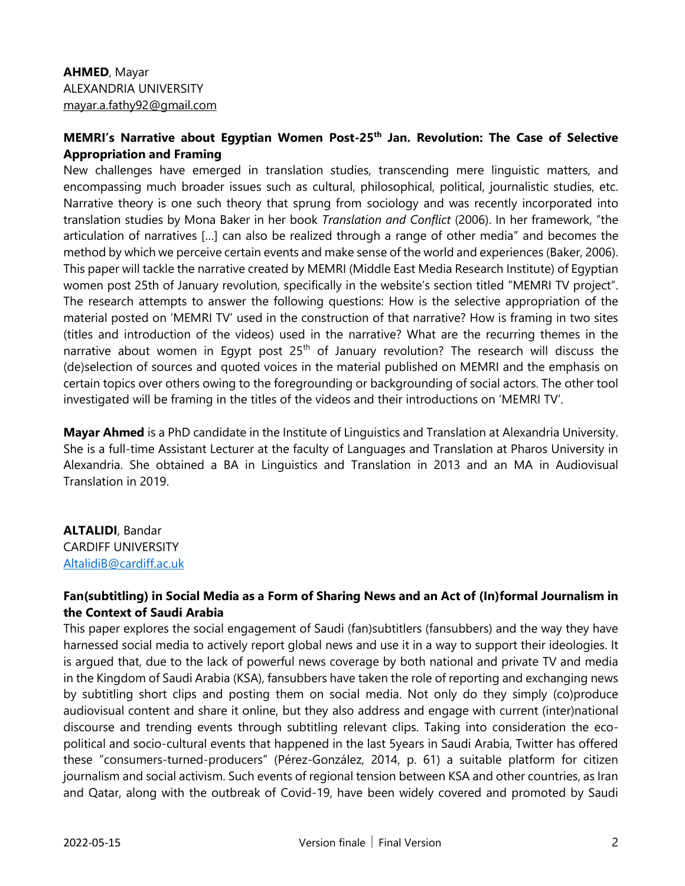**AHMED**, Mayar
ALEXANDRIA UNIVERSITY
mayar.a.fathy92@gmail.com

**MEMRI's Narrative about Egyptian Women Post-25th Jan. Revolution: The Case of Selective Appropriation and Framing**

New challenges have emerged in translation studies, transcending mere linguistic matters, and encompassing much broader issues such as cultural, philosophical, political, journalistic studies, etc. Narrative theory is one such theory that sprung from sociology and was recently incorporated into translation studies by Mona Baker in her book *Translation and Conflict* (2006). In her framework, "the articulation of narratives […] can also be realized through a range of other media" and becomes the method by which we perceive certain events and make sense of the world and experiences (Baker, 2006). This paper will tackle the narrative created by MEMRI (Middle East Media Research Institute) of Egyptian women post 25th of January revolution, specifically in the website's section titled "MEMRI TV project". The research attempts to answer the following questions: How is the selective appropriation of the material posted on 'MEMRI TV' used in the construction of that narrative? How is framing in two sites (titles and introduction of the videos) used in the narrative? What are the recurring themes in the narrative about women in Egypt post 25th of January revolution? The research will discuss the (de)selection of sources and quoted voices in the material published on MEMRI and the emphasis on certain topics over others owing to the foregrounding or backgrounding of social actors. The other tool investigated will be framing in the titles of the videos and their introductions on 'MEMRI TV'.

**Mayar Ahmed** is a PhD candidate in the Institute of Linguistics and Translation at Alexandria University. She is a full-time Assistant Lecturer at the faculty of Languages and Translation at Pharos University in Alexandria. She obtained a BA in Linguistics and Translation in 2013 and an MA in Audiovisual Translation in 2019.

**ALTALIDI**, Bandar
CARDIFF UNIVERSITY
AltalidiB@cardiff.ac.uk

**Fan(subtitling) in Social Media as a Form of Sharing News and an Act of (In)formal Journalism in the Context of Saudi Arabia**

This paper explores the social engagement of Saudi (fan)subtitlers (fansubbers) and the way they have harnessed social media to actively report global news and use it in a way to support their ideologies. It is argued that, due to the lack of powerful news coverage by both national and private TV and media in the Kingdom of Saudi Arabia (KSA), fansubbers have taken the role of reporting and exchanging news by subtitling short clips and posting them on social media. Not only do they simply (co)produce audiovisual content and share it online, but they also address and engage with current (inter)national discourse and trending events through subtitling relevant clips. Taking into consideration the eco-political and socio-cultural events that happened in the last 5years in Saudi Arabia, Twitter has offered these "consumers-turned-producers" (Pérez-González, 2014, p. 61) a suitable platform for citizen journalism and social activism. Such events of regional tension between KSA and other countries, as Iran and Qatar, along with the outbreak of Covid-19, have been widely covered and promoted by Saudi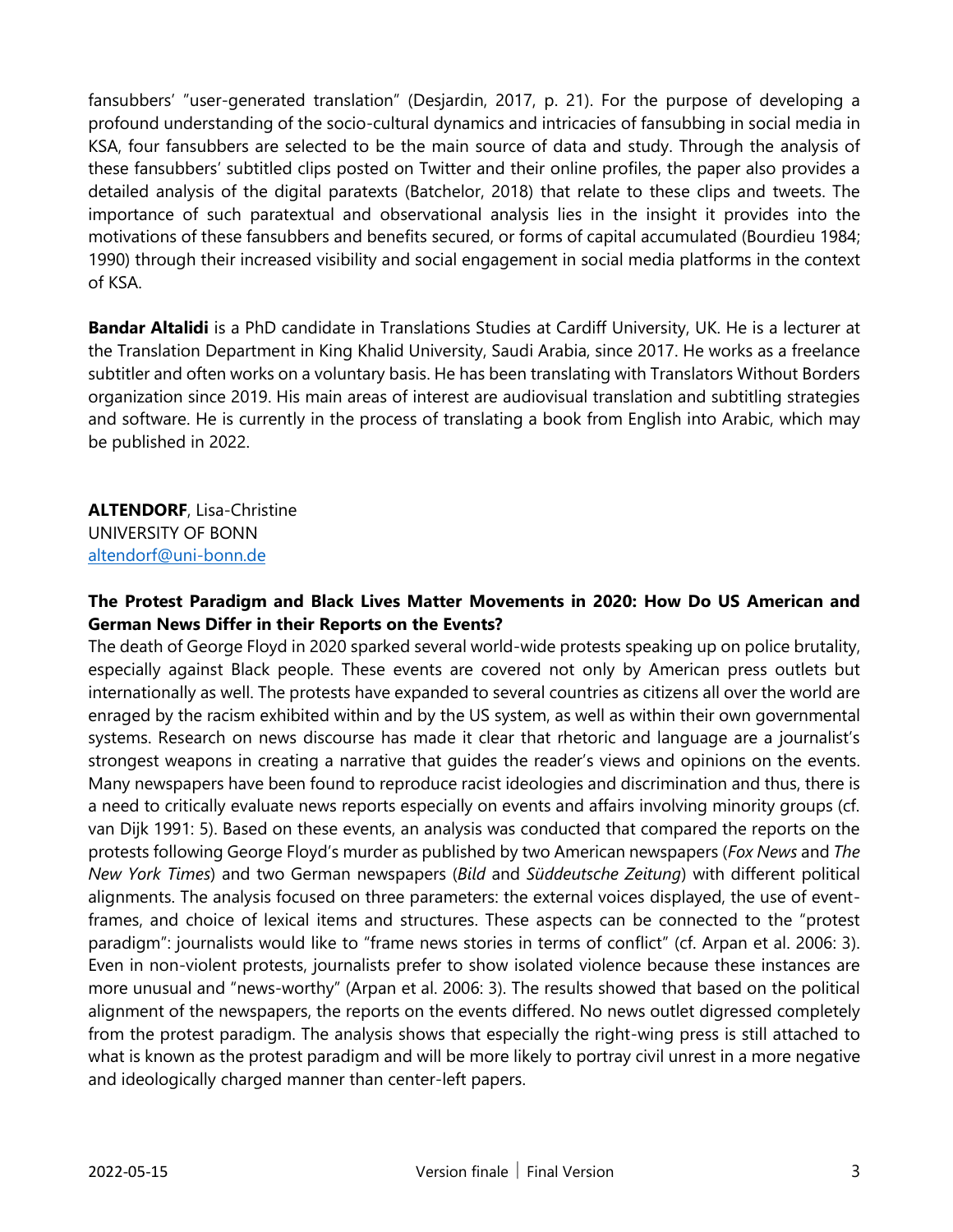fansubbers' "user-generated translation" (Desjardin, 2017, p. 21). For the purpose of developing a profound understanding of the socio-cultural dynamics and intricacies of fansubbing in social media in KSA, four fansubbers are selected to be the main source of data and study. Through the analysis of these fansubbers' subtitled clips posted on Twitter and their online profiles, the paper also provides a detailed analysis of the digital paratexts (Batchelor, 2018) that relate to these clips and tweets. The importance of such paratextual and observational analysis lies in the insight it provides into the motivations of these fansubbers and benefits secured, or forms of capital accumulated (Bourdieu 1984; 1990) through their increased visibility and social engagement in social media platforms in the context of KSA.

**Bandar Altalidi** is a PhD candidate in Translations Studies at Cardiff University, UK. He is a lecturer at the Translation Department in King Khalid University, Saudi Arabia, since 2017. He works as a freelance subtitler and often works on a voluntary basis. He has been translating with Translators Without Borders organization since 2019. His main areas of interest are audiovisual translation and subtitling strategies and software. He is currently in the process of translating a book from English into Arabic, which may be published in 2022.

**ALTENDORF**, Lisa-Christine
UNIVERSITY OF BONN
altendorf@uni-bonn.de

**The Protest Paradigm and Black Lives Matter Movements in 2020: How Do US American and German News Differ in their Reports on the Events?**

The death of George Floyd in 2020 sparked several world-wide protests speaking up on police brutality, especially against Black people. These events are covered not only by American press outlets but internationally as well. The protests have expanded to several countries as citizens all over the world are enraged by the racism exhibited within and by the US system, as well as within their own governmental systems. Research on news discourse has made it clear that rhetoric and language are a journalist's strongest weapons in creating a narrative that guides the reader's views and opinions on the events. Many newspapers have been found to reproduce racist ideologies and discrimination and thus, there is a need to critically evaluate news reports especially on events and affairs involving minority groups (cf. van Dijk 1991: 5). Based on these events, an analysis was conducted that compared the reports on the protests following George Floyd's murder as published by two American newspapers (*Fox News* and *The New York Times*) and two German newspapers (*Bild* and *Süddeutsche Zeitung*) with different political alignments. The analysis focused on three parameters: the external voices displayed, the use of event-frames, and choice of lexical items and structures. These aspects can be connected to the "protest paradigm": journalists would like to "frame news stories in terms of conflict" (cf. Arpan et al. 2006: 3). Even in non-violent protests, journalists prefer to show isolated violence because these instances are more unusual and "news-worthy" (Arpan et al. 2006: 3). The results showed that based on the political alignment of the newspapers, the reports on the events differed. No news outlet digressed completely from the protest paradigm. The analysis shows that especially the right-wing press is still attached to what is known as the protest paradigm and will be more likely to portray civil unrest in a more negative and ideologically charged manner than center-left papers.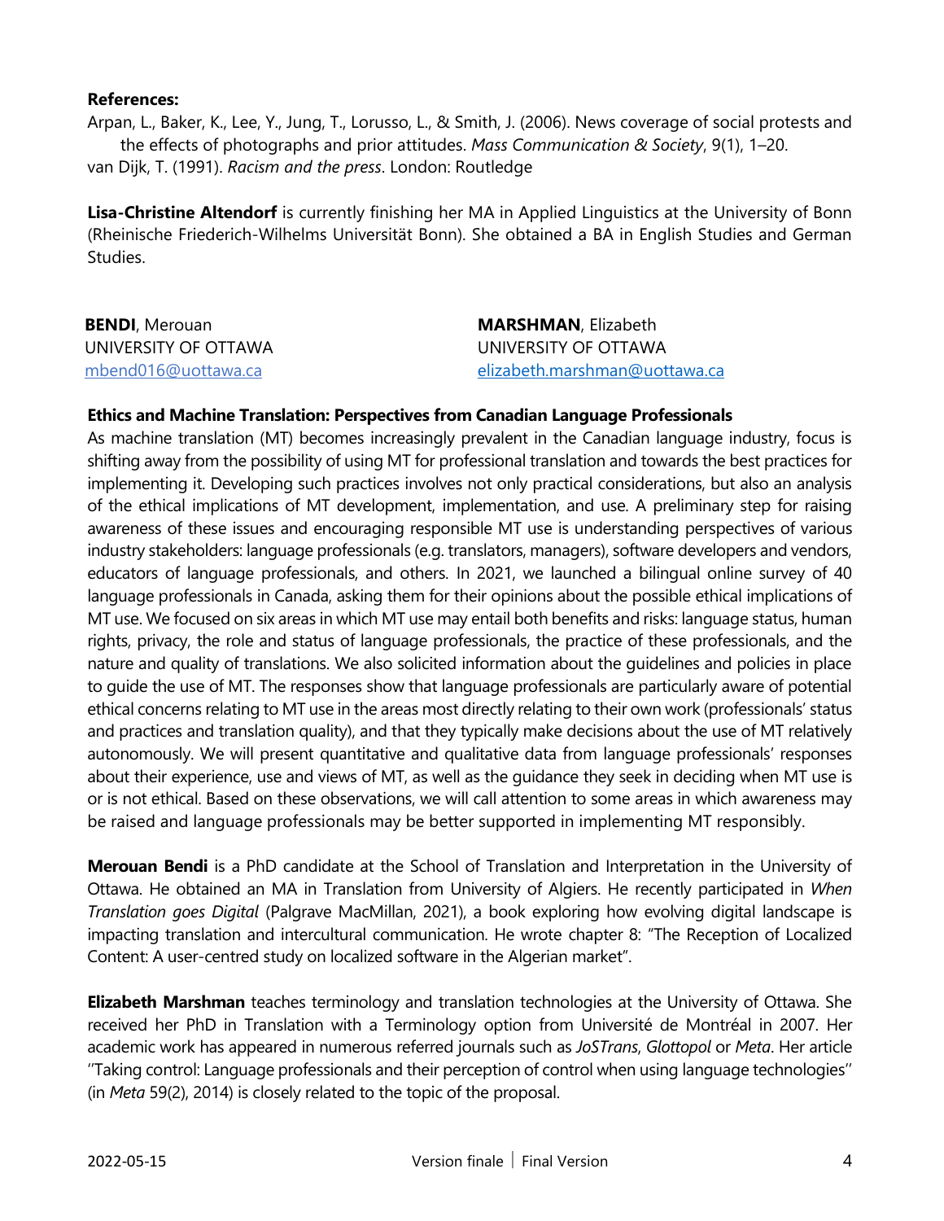**References:**

Arpan, L., Baker, K., Lee, Y., Jung, T., Lorusso, L., & Smith, J. (2006). News coverage of social protests and the effects of photographs and prior attitudes. *Mass Communication & Society*, 9(1), 1–20.

van Dijk, T. (1991). *Racism and the press*. London: Routledge

**Lisa-Christine Altendorf** is currently finishing her MA in Applied Linguistics at the University of Bonn (Rheinische Friederich-Wilhelms Universität Bonn). She obtained a BA in English Studies and German Studies.

**BENDI**, Merouan
UNIVERSITY OF OTTAWA
mbend016@uottawa.ca

**MARSHMAN**, Elizabeth
UNIVERSITY OF OTTAWA
elizabeth.marshman@uottawa.ca

**Ethics and Machine Translation: Perspectives from Canadian Language Professionals**

As machine translation (MT) becomes increasingly prevalent in the Canadian language industry, focus is shifting away from the possibility of using MT for professional translation and towards the best practices for implementing it. Developing such practices involves not only practical considerations, but also an analysis of the ethical implications of MT development, implementation, and use. A preliminary step for raising awareness of these issues and encouraging responsible MT use is understanding perspectives of various industry stakeholders: language professionals (e.g. translators, managers), software developers and vendors, educators of language professionals, and others. In 2021, we launched a bilingual online survey of 40 language professionals in Canada, asking them for their opinions about the possible ethical implications of MT use. We focused on six areas in which MT use may entail both benefits and risks: language status, human rights, privacy, the role and status of language professionals, the practice of these professionals, and the nature and quality of translations. We also solicited information about the guidelines and policies in place to guide the use of MT. The responses show that language professionals are particularly aware of potential ethical concerns relating to MT use in the areas most directly relating to their own work (professionals' status and practices and translation quality), and that they typically make decisions about the use of MT relatively autonomously. We will present quantitative and qualitative data from language professionals' responses about their experience, use and views of MT, as well as the guidance they seek in deciding when MT use is or is not ethical. Based on these observations, we will call attention to some areas in which awareness may be raised and language professionals may be better supported in implementing MT responsibly.

**Merouan Bendi** is a PhD candidate at the School of Translation and Interpretation in the University of Ottawa. He obtained an MA in Translation from University of Algiers. He recently participated in *When Translation goes Digital* (Palgrave MacMillan, 2021), a book exploring how evolving digital landscape is impacting translation and intercultural communication. He wrote chapter 8: "The Reception of Localized Content: A user-centred study on localized software in the Algerian market".

**Elizabeth Marshman** teaches terminology and translation technologies at the University of Ottawa. She received her PhD in Translation with a Terminology option from Université de Montréal in 2007. Her academic work has appeared in numerous referred journals such as *JoSTrans*, *Glottopol* or *Meta*. Her article ''Taking control: Language professionals and their perception of control when using language technologies'' (in *Meta* 59(2), 2014) is closely related to the topic of the proposal.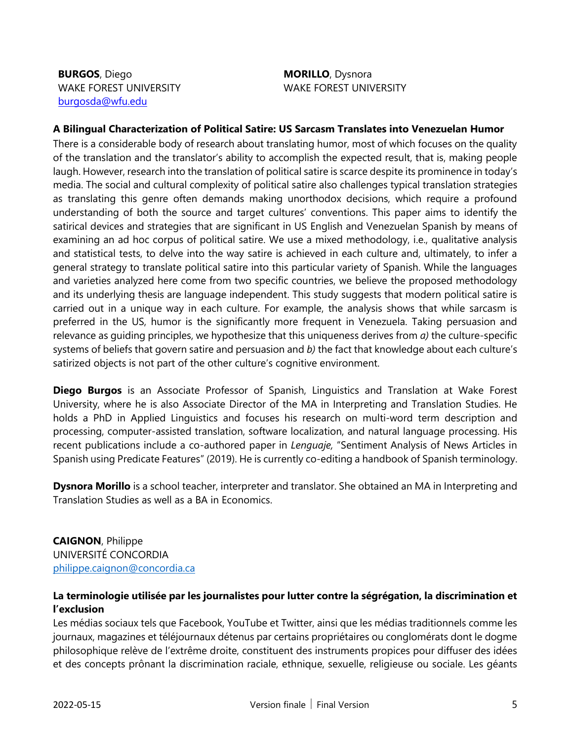**BURGOS**, Diego
WAKE FOREST UNIVERSITY
burgosda@wfu.edu

**MORILLO**, Dysnora
WAKE FOREST UNIVERSITY

**A Bilingual Characterization of Political Satire: US Sarcasm Translates into Venezuelan Humor**

There is a considerable body of research about translating humor, most of which focuses on the quality of the translation and the translator's ability to accomplish the expected result, that is, making people laugh. However, research into the translation of political satire is scarce despite its prominence in today's media. The social and cultural complexity of political satire also challenges typical translation strategies as translating this genre often demands making unorthodox decisions, which require a profound understanding of both the source and target cultures' conventions. This paper aims to identify the satirical devices and strategies that are significant in US English and Venezuelan Spanish by means of examining an ad hoc corpus of political satire. We use a mixed methodology, i.e., qualitative analysis and statistical tests, to delve into the way satire is achieved in each culture and, ultimately, to infer a general strategy to translate political satire into this particular variety of Spanish. While the languages and varieties analyzed here come from two specific countries, we believe the proposed methodology and its underlying thesis are language independent. This study suggests that modern political satire is carried out in a unique way in each culture. For example, the analysis shows that while sarcasm is preferred in the US, humor is the significantly more frequent in Venezuela. Taking persuasion and relevance as guiding principles, we hypothesize that this uniqueness derives from *a)* the culture-specific systems of beliefs that govern satire and persuasion and *b)* the fact that knowledge about each culture's satirized objects is not part of the other culture's cognitive environment.

**Diego Burgos** is an Associate Professor of Spanish, Linguistics and Translation at Wake Forest University, where he is also Associate Director of the MA in Interpreting and Translation Studies. He holds a PhD in Applied Linguistics and focuses his research on multi-word term description and processing, computer-assisted translation, software localization, and natural language processing. His recent publications include a co-authored paper in *Lenguaje,* "Sentiment Analysis of News Articles in Spanish using Predicate Features" (2019). He is currently co-editing a handbook of Spanish terminology.

**Dysnora Morillo** is a school teacher, interpreter and translator. She obtained an MA in Interpreting and Translation Studies as well as a BA in Economics.

**CAIGNON**, Philippe
UNIVERSITÉ CONCORDIA
philippe.caignon@concordia.ca

**La terminologie utilisée par les journalistes pour lutter contre la ségrégation, la discrimination et l'exclusion**

Les médias sociaux tels que Facebook, YouTube et Twitter, ainsi que les médias traditionnels comme les journaux, magazines et téléjournaux détenus par certains propriétaires ou conglomérats dont le dogme philosophique relève de l'extrême droite, constituent des instruments propices pour diffuser des idées et des concepts prônant la discrimination raciale, ethnique, sexuelle, religieuse ou sociale. Les géants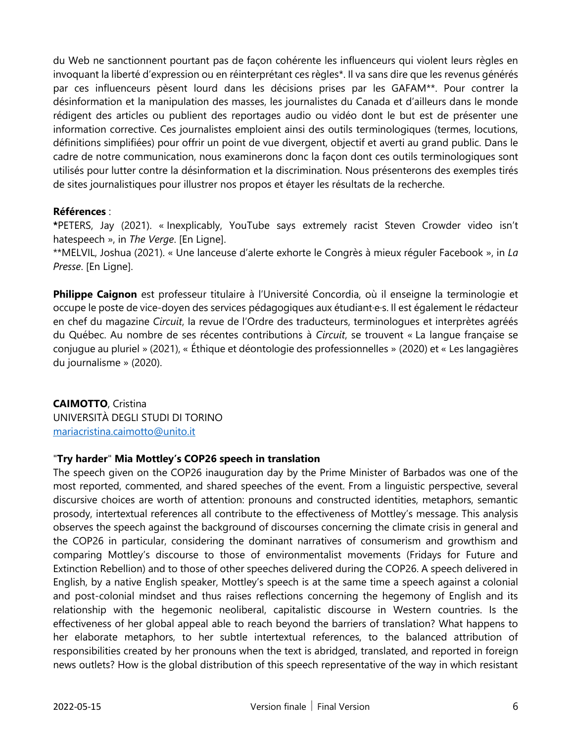du Web ne sanctionnent pourtant pas de façon cohérente les influenceurs qui violent leurs règles en invoquant la liberté d'expression ou en réinterprétant ces règles*. Il va sans dire que les revenus générés par ces influenceurs pèsent lourd dans les décisions prises par les GAFAM**. Pour contrer la désinformation et la manipulation des masses, les journalistes du Canada et d'ailleurs dans le monde rédigent des articles ou publient des reportages audio ou vidéo dont le but est de présenter une information corrective. Ces journalistes emploient ainsi des outils terminologiques (termes, locutions, définitions simplifiées) pour offrir un point de vue divergent, objectif et averti au grand public. Dans le cadre de notre communication, nous examinerons donc la façon dont ces outils terminologiques sont utilisés pour lutter contre la désinformation et la discrimination. Nous présenterons des exemples tirés de sites journalistiques pour illustrer nos propos et étayer les résultats de la recherche.

**Références** :
**\***PETERS, Jay (2021). « Inexplicably, YouTube says extremely racist Steven Crowder video isn't hatespeech », in *The Verge*. [En Ligne].
\*\*MELVIL, Joshua (2021). « Une lanceuse d'alerte exhorte le Congrès à mieux réguler Facebook », in *La Presse*. [En Ligne].

**Philippe Caignon** est professeur titulaire à l'Université Concordia, où il enseigne la terminologie et occupe le poste de vice-doyen des services pédagogiques aux étudiant·e·s. Il est également le rédacteur en chef du magazine *Circuit*, la revue de l'Ordre des traducteurs, terminologues et interprètes agréés du Québec. Au nombre de ses récentes contributions à *Circuit*, se trouvent « La langue française se conjugue au pluriel » (2021), « Éthique et déontologie des professionnelles » (2020) et « Les langagières du journalisme » (2020).

**CAIMOTTO**, Cristina
UNIVERSITÀ DEGLI STUDI DI TORINO
mariacristina.caimotto@unito.it

### "**Try harder**" **Mia Mottley's COP26 speech in translation**

The speech given on the COP26 inauguration day by the Prime Minister of Barbados was one of the most reported, commented, and shared speeches of the event. From a linguistic perspective, several discursive choices are worth of attention: pronouns and constructed identities, metaphors, semantic prosody, intertextual references all contribute to the effectiveness of Mottley's message. This analysis observes the speech against the background of discourses concerning the climate crisis in general and the COP26 in particular, considering the dominant narratives of consumerism and growthism and comparing Mottley's discourse to those of environmentalist movements (Fridays for Future and Extinction Rebellion) and to those of other speeches delivered during the COP26. A speech delivered in English, by a native English speaker, Mottley's speech is at the same time a speech against a colonial and post-colonial mindset and thus raises reflections concerning the hegemony of English and its relationship with the hegemonic neoliberal, capitalistic discourse in Western countries. Is the effectiveness of her global appeal able to reach beyond the barriers of translation? What happens to her elaborate metaphors, to her subtle intertextual references, to the balanced attribution of responsibilities created by her pronouns when the text is abridged, translated, and reported in foreign news outlets? How is the global distribution of this speech representative of the way in which resistant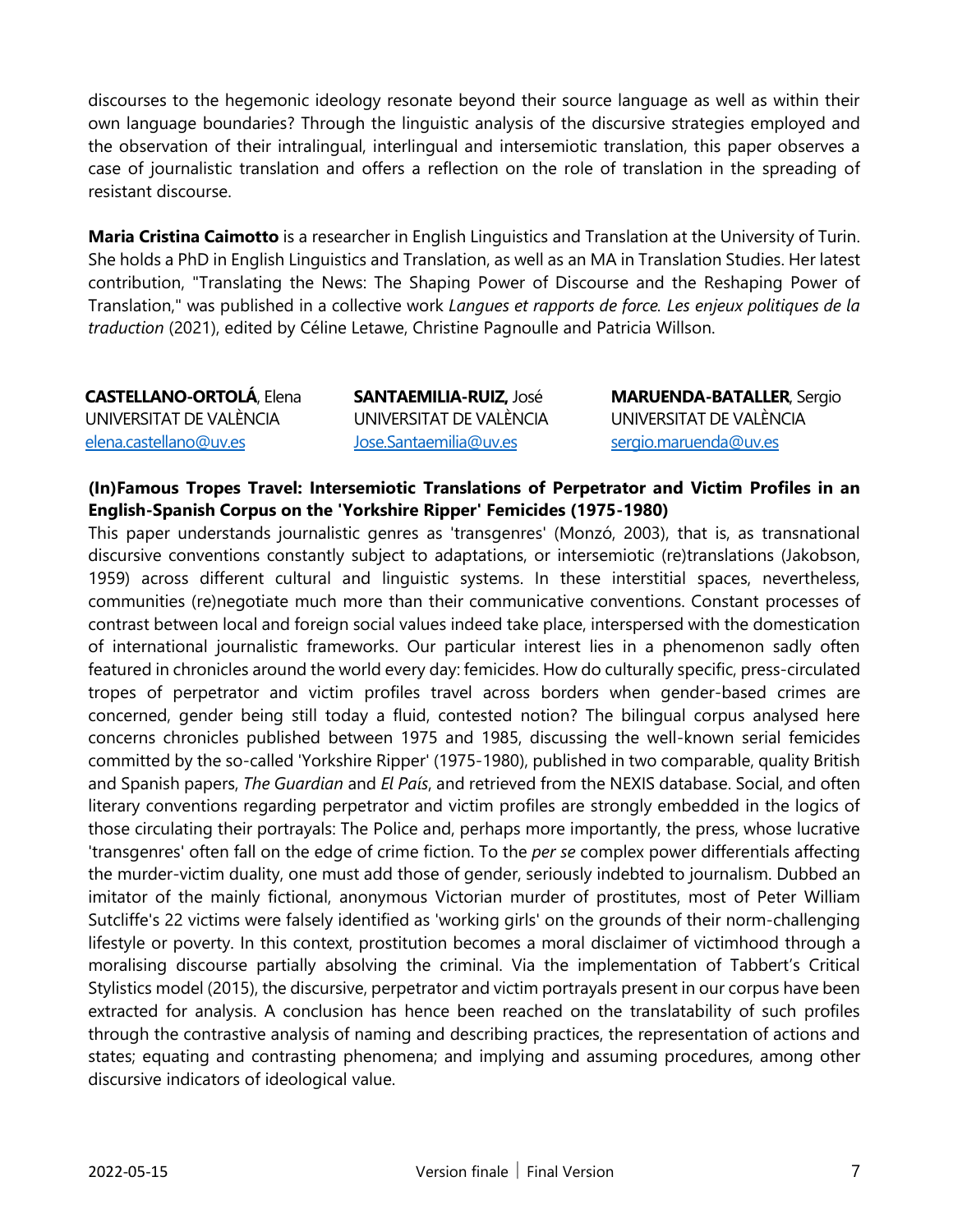discourses to the hegemonic ideology resonate beyond their source language as well as within their own language boundaries? Through the linguistic analysis of the discursive strategies employed and the observation of their intralingual, interlingual and intersemiotic translation, this paper observes a case of journalistic translation and offers a reflection on the role of translation in the spreading of resistant discourse.

**Maria Cristina Caimotto** is a researcher in English Linguistics and Translation at the University of Turin. She holds a PhD in English Linguistics and Translation, as well as an MA in Translation Studies. Her latest contribution, "Translating the News: The Shaping Power of Discourse and the Reshaping Power of Translation," was published in a collective work *Langues et rapports de force. Les enjeux politiques de la traduction* (2021), edited by Céline Letawe, Christine Pagnoulle and Patricia Willson.

**CASTELLANO-ORTOLÁ**, Elena
UNIVERSITAT DE VALÈNCIA
elena.castellano@uv.es

**SANTAEMILIA-RUIZ,** José
UNIVERSITAT DE VALÈNCIA
Jose.Santaemilia@uv.es

**MARUENDA-BATALLER**, Sergio
UNIVERSITAT DE VALÈNCIA
sergio.maruenda@uv.es

**(In)Famous Tropes Travel: Intersemiotic Translations of Perpetrator and Victim Profiles in an English-Spanish Corpus on the 'Yorkshire Ripper' Femicides (1975-1980)**

This paper understands journalistic genres as 'transgenres' (Monzó, 2003), that is, as transnational discursive conventions constantly subject to adaptations, or intersemiotic (re)translations (Jakobson, 1959) across different cultural and linguistic systems. In these interstitial spaces, nevertheless, communities (re)negotiate much more than their communicative conventions. Constant processes of contrast between local and foreign social values indeed take place, interspersed with the domestication of international journalistic frameworks. Our particular interest lies in a phenomenon sadly often featured in chronicles around the world every day: femicides. How do culturally specific, press-circulated tropes of perpetrator and victim profiles travel across borders when gender-based crimes are concerned, gender being still today a fluid, contested notion? The bilingual corpus analysed here concerns chronicles published between 1975 and 1985, discussing the well-known serial femicides committed by the so-called 'Yorkshire Ripper' (1975-1980), published in two comparable, quality British and Spanish papers, *The Guardian* and *El País*, and retrieved from the NEXIS database. Social, and often literary conventions regarding perpetrator and victim profiles are strongly embedded in the logics of those circulating their portrayals: The Police and, perhaps more importantly, the press, whose lucrative 'transgenres' often fall on the edge of crime fiction. To the *per se* complex power differentials affecting the murder-victim duality, one must add those of gender, seriously indebted to journalism. Dubbed an imitator of the mainly fictional, anonymous Victorian murder of prostitutes, most of Peter William Sutcliffe's 22 victims were falsely identified as 'working girls' on the grounds of their norm-challenging lifestyle or poverty. In this context, prostitution becomes a moral disclaimer of victimhood through a moralising discourse partially absolving the criminal. Via the implementation of Tabbert's Critical Stylistics model (2015), the discursive, perpetrator and victim portrayals present in our corpus have been extracted for analysis. A conclusion has hence been reached on the translatability of such profiles through the contrastive analysis of naming and describing practices, the representation of actions and states; equating and contrasting phenomena; and implying and assuming procedures, among other discursive indicators of ideological value.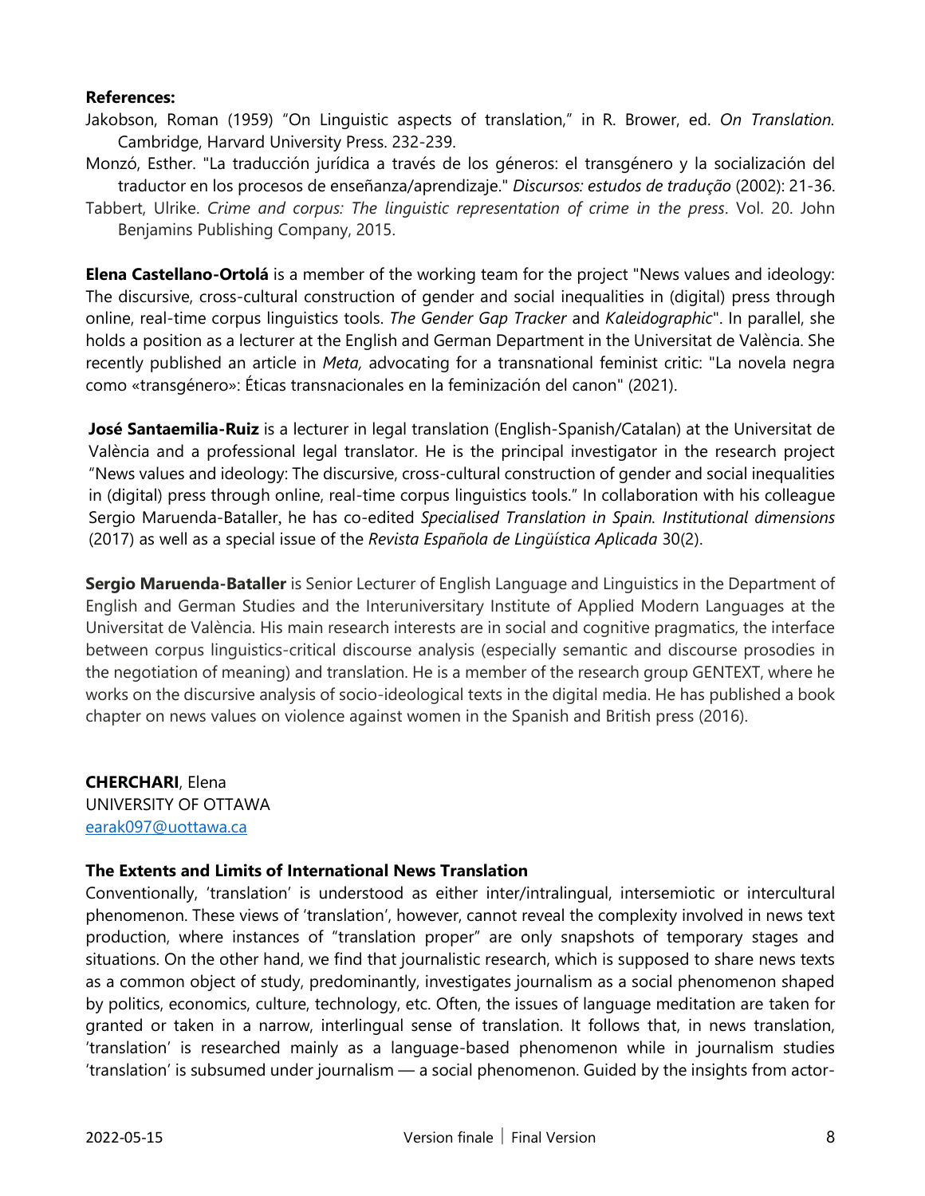**References:**

Jakobson, Roman (1959) "On Linguistic aspects of translation," in R. Brower, ed. *On Translation*. Cambridge, Harvard University Press. 232-239.

Monzó, Esther. "La traducción jurídica a través de los géneros: el transgénero y la socialización del traductor en los procesos de enseñanza/aprendizaje." *Discursos: estudos de tradução* (2002): 21-36.

Tabbert, Ulrike. *Crime and corpus: The linguistic representation of crime in the press*. Vol. 20. John Benjamins Publishing Company, 2015.

**Elena Castellano-Ortolá** is a member of the working team for the project "News values and ideology: The discursive, cross-cultural construction of gender and social inequalities in (digital) press through online, real-time corpus linguistics tools. *The Gender Gap Tracker* and *Kaleidographic*". In parallel, she holds a position as a lecturer at the English and German Department in the Universitat de València. She recently published an article in *Meta,* advocating for a transnational feminist critic: "La novela negra como «transgénero»: Éticas transnacionales en la feminización del canon" (2021).

**José Santaemilia-Ruiz** is a lecturer in legal translation (English-Spanish/Catalan) at the Universitat de València and a professional legal translator. He is the principal investigator in the research project "News values and ideology: The discursive, cross-cultural construction of gender and social inequalities in (digital) press through online, real-time corpus linguistics tools." In collaboration with his colleague Sergio Maruenda-Bataller, he has co-edited *Specialised Translation in Spain. Institutional dimensions* (2017) as well as a special issue of the *Revista Española de Lingüística Aplicada* 30(2).

**Sergio Maruenda-Bataller** is Senior Lecturer of English Language and Linguistics in the Department of English and German Studies and the Interuniversity Institute of Applied Modern Languages at the Universitat de València. His main research interests are in social and cognitive pragmatics, the interface between corpus linguistics-critical discourse analysis (especially semantic and discourse prosodies in the negotiation of meaning) and translation. He is a member of the research group GENTEXT, where he works on the discursive analysis of socio-ideological texts in the digital media. He has published a book chapter on news values on violence against women in the Spanish and British press (2016).

**CHERCHARI**, Elena
UNIVERSITY OF OTTAWA
earak097@uottawa.ca

**The Extents and Limits of International News Translation**

Conventionally, 'translation' is understood as either inter/intralingual, intersemiotic or intercultural phenomenon. These views of 'translation', however, cannot reveal the complexity involved in news text production, where instances of "translation proper" are only snapshots of temporary stages and situations. On the other hand, we find that journalistic research, which is supposed to share news texts as a common object of study, predominantly, investigates journalism as a social phenomenon shaped by politics, economics, culture, technology, etc. Often, the issues of language meditation are taken for granted or taken in a narrow, interlingual sense of translation. It follows that, in news translation, 'translation' is researched mainly as a language-based phenomenon while in journalism studies 'translation' is subsumed under journalism — a social phenomenon. Guided by the insights from actor-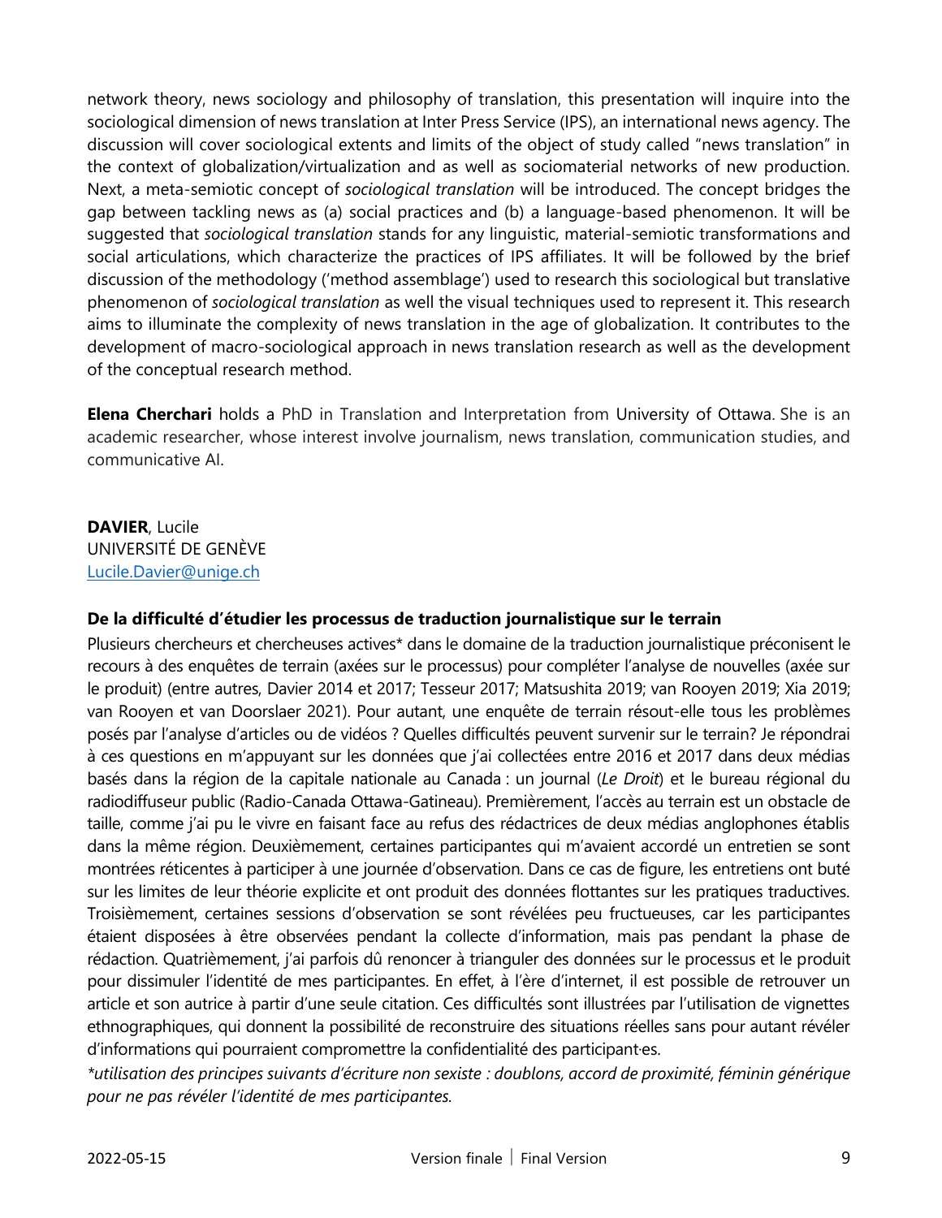network theory, news sociology and philosophy of translation, this presentation will inquire into the sociological dimension of news translation at Inter Press Service (IPS), an international news agency. The discussion will cover sociological extents and limits of the object of study called "news translation" in the context of globalization/virtualization and as well as sociomaterial networks of new production. Next, a meta-semiotic concept of *sociological translation* will be introduced. The concept bridges the gap between tackling news as (a) social practices and (b) a language-based phenomenon. It will be suggested that *sociological translation* stands for any linguistic, material-semiotic transformations and social articulations, which characterize the practices of IPS affiliates. It will be followed by the brief discussion of the methodology ('method assemblage') used to research this sociological but translative phenomenon of *sociological translation* as well the visual techniques used to represent it. This research aims to illuminate the complexity of news translation in the age of globalization. It contributes to the development of macro-sociological approach in news translation research as well as the development of the conceptual research method.

**Elena Cherchari** holds a PhD in Translation and Interpretation from University of Ottawa. She is an academic researcher, whose interest involve journalism, news translation, communication studies, and communicative AI.

**DAVIER**, Lucile
UNIVERSITÉ DE GENÈVE
Lucile.Davier@unige.ch

**De la difficulté d'étudier les processus de traduction journalistique sur le terrain**

Plusieurs chercheurs et chercheuses actives* dans le domaine de la traduction journalistique préconisent le recours à des enquêtes de terrain (axées sur le processus) pour compléter l'analyse de nouvelles (axée sur le produit) (entre autres, Davier 2014 et 2017; Tesseur 2017; Matsushita 2019; van Rooyen 2019; Xia 2019; van Rooyen et van Doorslaer 2021). Pour autant, une enquête de terrain résout-elle tous les problèmes posés par l'analyse d'articles ou de vidéos ? Quelles difficultés peuvent survenir sur le terrain? Je répondrai à ces questions en m'appuyant sur les données que j'ai collectées entre 2016 et 2017 dans deux médias basés dans la région de la capitale nationale au Canada : un journal (*Le Droit*) et le bureau régional du radiodiffuseur public (Radio-Canada Ottawa-Gatineau). Premièrement, l'accès au terrain est un obstacle de taille, comme j'ai pu le vivre en faisant face au refus des rédactrices de deux médias anglophones établis dans la même région. Deuxièmement, certaines participantes qui m'avaient accordé un entretien se sont montrées réticentes à participer à une journée d'observation. Dans ce cas de figure, les entretiens ont buté sur les limites de leur théorie explicite et ont produit des données flottantes sur les pratiques traductives. Troisièmement, certaines sessions d'observation se sont révélées peu fructueuses, car les participantes étaient disposées à être observées pendant la collecte d'information, mais pas pendant la phase de rédaction. Quatrièmement, j'ai parfois dû renoncer à trianguler des données sur le processus et le produit pour dissimuler l'identité de mes participantes. En effet, à l'ère d'internet, il est possible de retrouver un article et son autrice à partir d'une seule citation. Ces difficultés sont illustrées par l'utilisation de vignettes ethnographiques, qui donnent la possibilité de reconstruire des situations réelles sans pour autant révéler d'informations qui pourraient compromettre la confidentialité des participant·es.

*\*utilisation des principes suivants d'écriture non sexiste : doublons, accord de proximité, féminin générique pour ne pas révéler l'identité de mes participantes.*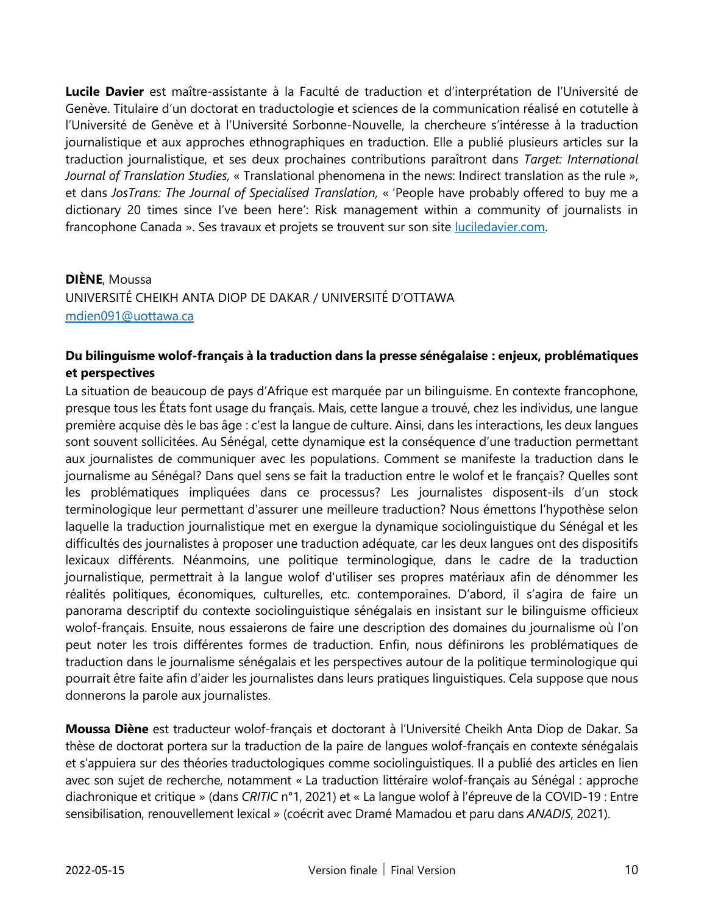**Lucile Davier** est maître-assistante à la Faculté de traduction et d'interprétation de l'Université de Genève. Titulaire d'un doctorat en traductologie et sciences de la communication réalisé en cotutelle à l'Université de Genève et à l'Université Sorbonne-Nouvelle, la chercheure s'intéresse à la traduction journalistique et aux approches ethnographiques en traduction. Elle a publié plusieurs articles sur la traduction journalistique, et ses deux prochaines contributions paraîtront dans *Target: International Journal of Translation Studies,* « Translational phenomena in the news: Indirect translation as the rule », et dans *JosTrans: The Journal of Specialised Translation,* « 'People have probably offered to buy me a dictionary 20 times since I've been here': Risk management within a community of journalists in francophone Canada ». Ses travaux et projets se trouvent sur son site [luciledavier.com](luciledavier.com).

**DIÈNE**, Moussa
UNIVERSITÉ CHEIKH ANTA DIOP DE DAKAR / UNIVERSITÉ D'OTTAWA
[mdien091@uottawa.ca](mailto:mdien091@uottawa.ca)

**Du bilinguisme wolof-français à la traduction dans la presse sénégalaise : enjeux, problématiques et perspectives**

La situation de beaucoup de pays d'Afrique est marquée par un bilinguisme. En contexte francophone, presque tous les États font usage du français. Mais, cette langue a trouvé, chez les individus, une langue première acquise dès le bas âge : c'est la langue de culture. Ainsi, dans les interactions, les deux langues sont souvent sollicitées. Au Sénégal, cette dynamique est la conséquence d'une traduction permettant aux journalistes de communiquer avec les populations. Comment se manifeste la traduction dans le journalisme au Sénégal? Dans quel sens se fait la traduction entre le wolof et le français? Quelles sont les problématiques impliquées dans ce processus? Les journalistes disposent-ils d'un stock terminologique leur permettant d'assurer une meilleure traduction? Nous émettons l'hypothèse selon laquelle la traduction journalistique met en exergue la dynamique sociolinguistique du Sénégal et les difficultés des journalistes à proposer une traduction adéquate, car les deux langues ont des dispositifs lexicaux différents. Néanmoins, une politique terminologique, dans le cadre de la traduction journalistique, permettrait à la langue wolof d'utiliser ses propres matériaux afin de dénommer les réalités politiques, économiques, culturelles, etc. contemporaines. D'abord, il s'agira de faire un panorama descriptif du contexte sociolinguistique sénégalais en insistant sur le bilinguisme officieux wolof-français. Ensuite, nous essaierons de faire une description des domaines du journalisme où l'on peut noter les trois différentes formes de traduction. Enfin, nous définirons les problématiques de traduction dans le journalisme sénégalais et les perspectives autour de la politique terminologique qui pourrait être faite afin d'aider les journalistes dans leurs pratiques linguistiques. Cela suppose que nous donnerons la parole aux journalistes.

**Moussa Diène** est traducteur wolof-français et doctorant à l'Université Cheikh Anta Diop de Dakar. Sa thèse de doctorat portera sur la traduction de la paire de langues wolof-français en contexte sénégalais et s'appuiera sur des théories traductologiques comme sociolinguistiques. Il a publié des articles en lien avec son sujet de recherche, notamment « La traduction littéraire wolof-français au Sénégal : approche diachronique et critique » (dans *CRITIC* n°1, 2021) et « La langue wolof à l'épreuve de la COVID-19 : Entre sensibilisation, renouvellement lexical » (coécrit avec Dramé Mamadou et paru dans *ANADIS*, 2021).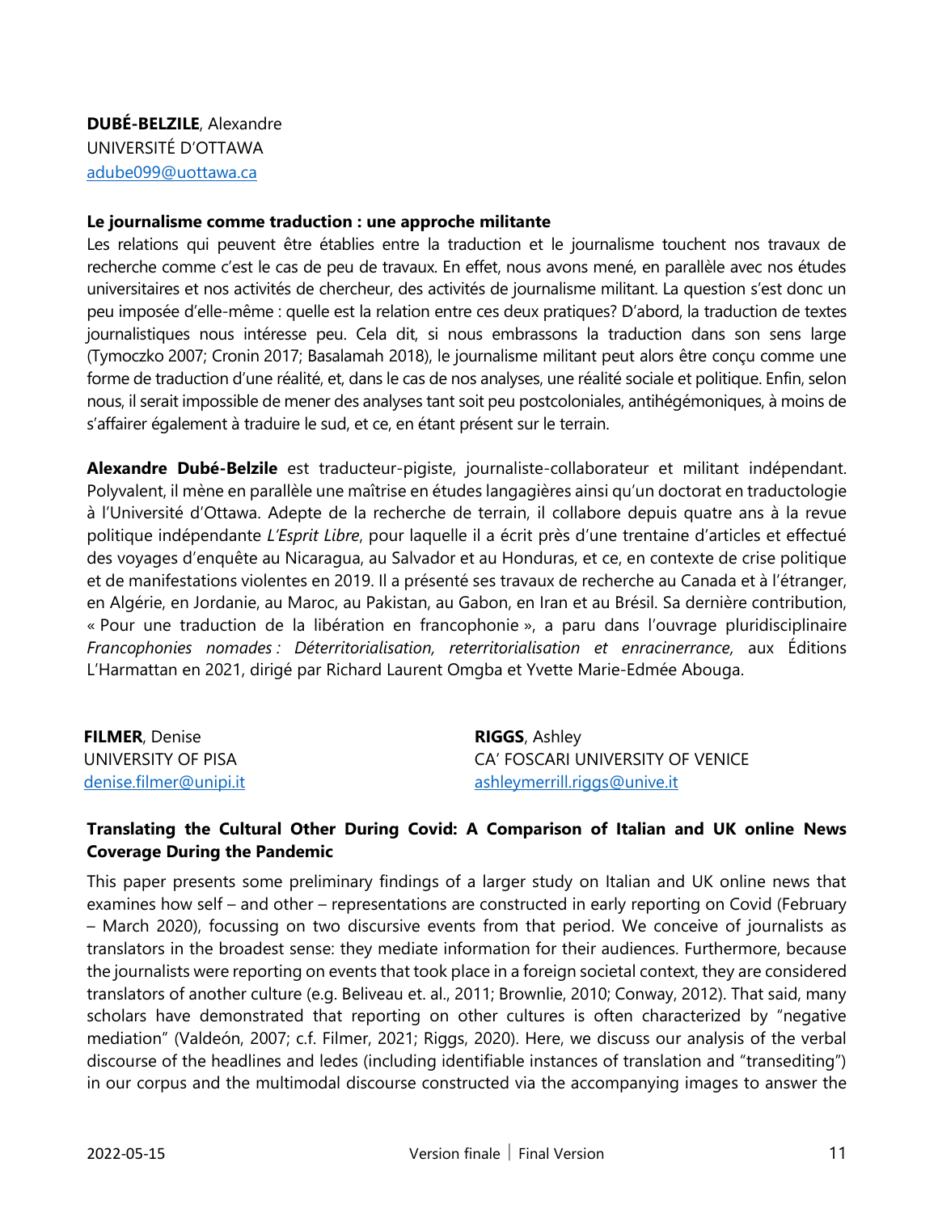**DUBÉ-BELZILE**, Alexandre
UNIVERSITÉ D'OTTAWA
adube099@uottawa.ca

**Le journalisme comme traduction : une approche militante**

Les relations qui peuvent être établies entre la traduction et le journalisme touchent nos travaux de recherche comme c'est le cas de peu de travaux. En effet, nous avons mené, en parallèle avec nos études universitaires et nos activités de chercheur, des activités de journalisme militant. La question s'est donc un peu imposée d'elle-même : quelle est la relation entre ces deux pratiques? D'abord, la traduction de textes journalistiques nous intéresse peu. Cela dit, si nous embrassons la traduction dans son sens large (Tymoczko 2007; Cronin 2017; Basalamah 2018), le journalisme militant peut alors être conçu comme une forme de traduction d'une réalité, et, dans le cas de nos analyses, une réalité sociale et politique. Enfin, selon nous, il serait impossible de mener des analyses tant soit peu postcoloniales, antihégémoniques, à moins de s'affairer également à traduire le sud, et ce, en étant présent sur le terrain.

**Alexandre Dubé-Belzile** est traducteur-pigiste, journaliste-collaborateur et militant indépendant. Polyvalent, il mène en parallèle une maîtrise en études langagières ainsi qu'un doctorat en traductologie à l'Université d'Ottawa. Adepte de la recherche de terrain, il collabore depuis quatre ans à la revue politique indépendante *L'Esprit Libre*, pour laquelle il a écrit près d'une trentaine d'articles et effectué des voyages d'enquête au Nicaragua, au Salvador et au Honduras, et ce, en contexte de crise politique et de manifestations violentes en 2019. Il a présenté ses travaux de recherche au Canada et à l'étranger, en Algérie, en Jordanie, au Maroc, au Pakistan, au Gabon, en Iran et au Brésil. Sa dernière contribution, « Pour une traduction de la libération en francophonie », a paru dans l'ouvrage pluridisciplinaire *Francophonies nomades : Déterritorialisation, reterritorialisation et enracinerrance,* aux Éditions L'Harmattan en 2021, dirigé par Richard Laurent Omgba et Yvette Marie-Edmée Abouga.

**FILMER**, Denise
UNIVERSITY OF PISA
denise.filmer@unipi.it

**RIGGS**, Ashley
CA' FOSCARI UNIVERSITY OF VENICE
ashleymerrill.riggs@unive.it

**Translating the Cultural Other During Covid: A Comparison of Italian and UK online News Coverage During the Pandemic**

This paper presents some preliminary findings of a larger study on Italian and UK online news that examines how self – and other – representations are constructed in early reporting on Covid (February – March 2020), focussing on two discursive events from that period. We conceive of journalists as translators in the broadest sense: they mediate information for their audiences. Furthermore, because the journalists were reporting on events that took place in a foreign societal context, they are considered translators of another culture (e.g. Beliveau et. al., 2011; Brownlie, 2010; Conway, 2012). That said, many scholars have demonstrated that reporting on other cultures is often characterized by "negative mediation" (Valdeón, 2007; c.f. Filmer, 2021; Riggs, 2020). Here, we discuss our analysis of the verbal discourse of the headlines and ledes (including identifiable instances of translation and "transediting") in our corpus and the multimodal discourse constructed via the accompanying images to answer the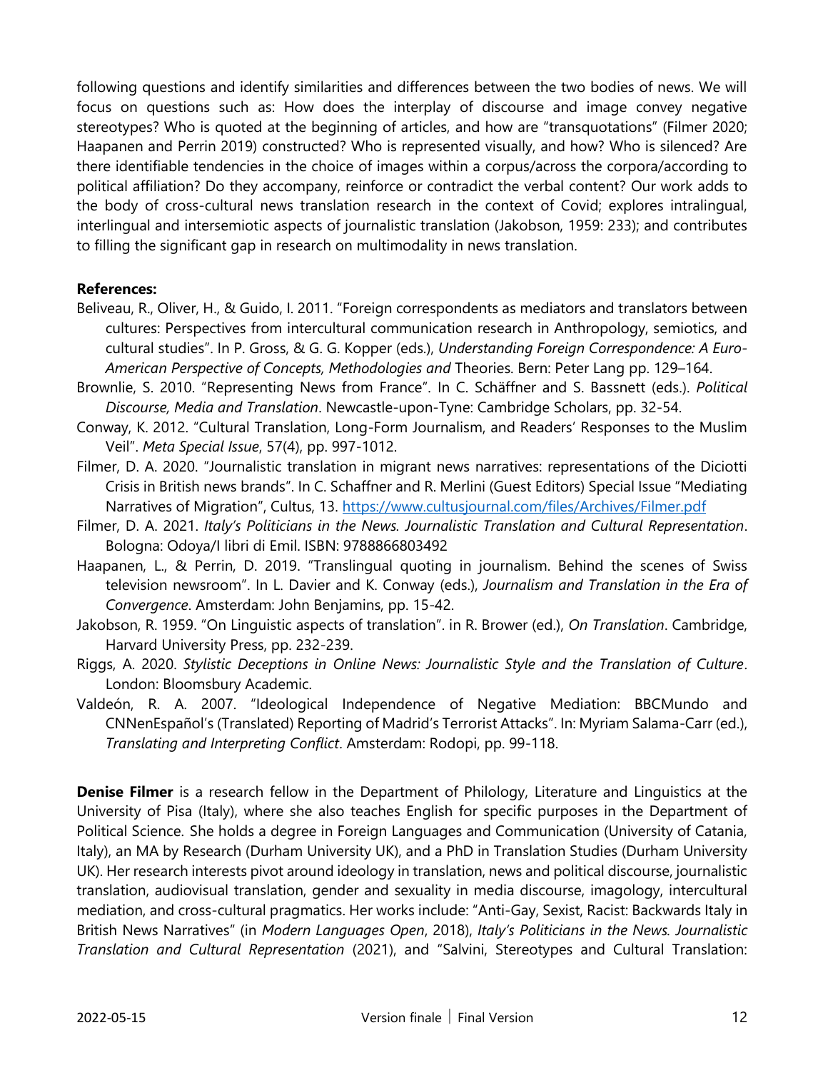following questions and identify similarities and differences between the two bodies of news. We will focus on questions such as: How does the interplay of discourse and image convey negative stereotypes? Who is quoted at the beginning of articles, and how are "transquotations" (Filmer 2020; Haapanen and Perrin 2019) constructed? Who is represented visually, and how? Who is silenced? Are there identifiable tendencies in the choice of images within a corpus/across the corpora/according to political affiliation? Do they accompany, reinforce or contradict the verbal content? Our work adds to the body of cross-cultural news translation research in the context of Covid; explores intralingual, interlingual and intersemiotic aspects of journalistic translation (Jakobson, 1959: 233); and contributes to filling the significant gap in research on multimodality in news translation.

**References:**

Beliveau, R., Oliver, H., & Guido, I. 2011. "Foreign correspondents as mediators and translators between cultures: Perspectives from intercultural communication research in Anthropology, semiotics, and cultural studies". In P. Gross, & G. G. Kopper (eds.), *Understanding Foreign Correspondence: A Euro-American Perspective of Concepts, Methodologies and* Theories. Bern: Peter Lang pp. 129–164.

Brownlie, S. 2010. "Representing News from France". In C. Schäffner and S. Bassnett (eds.). *Political Discourse, Media and Translation*. Newcastle-upon-Tyne: Cambridge Scholars, pp. 32-54.

Conway, K. 2012. "Cultural Translation, Long-Form Journalism, and Readers' Responses to the Muslim Veil". *Meta Special Issue*, 57(4), pp. 997-1012.

Filmer, D. A. 2020. "Journalistic translation in migrant news narratives: representations of the Diciotti Crisis in British news brands". In C. Schaffner and R. Merlini (Guest Editors) Special Issue "Mediating Narratives of Migration", Cultus, 13. https://www.cultusjournal.com/files/Archives/Filmer.pdf

Filmer, D. A. 2021. *Italy's Politicians in the News. Journalistic Translation and Cultural Representation*. Bologna: Odoya/I libri di Emil. ISBN: 9788866803492

Haapanen, L., & Perrin, D. 2019. "Translingual quoting in journalism. Behind the scenes of Swiss television newsroom". In L. Davier and K. Conway (eds.), *Journalism and Translation in the Era of Convergence*. Amsterdam: John Benjamins, pp. 15-42.

Jakobson, R. 1959. "On Linguistic aspects of translation". in R. Brower (ed.), *On Translation*. Cambridge, Harvard University Press, pp. 232-239.

Riggs, A. 2020. *Stylistic Deceptions in Online News: Journalistic Style and the Translation of Culture*. London: Bloomsbury Academic.

Valdeón, R. A. 2007. "Ideological Independence of Negative Mediation: BBCMundo and CNNenEspañol's (Translated) Reporting of Madrid's Terrorist Attacks". In: Myriam Salama-Carr (ed.), *Translating and Interpreting Conflict*. Amsterdam: Rodopi, pp. 99-118.

**Denise Filmer** is a research fellow in the Department of Philology, Literature and Linguistics at the University of Pisa (Italy), where she also teaches English for specific purposes in the Department of Political Science. She holds a degree in Foreign Languages and Communication (University of Catania, Italy), an MA by Research (Durham University UK), and a PhD in Translation Studies (Durham University UK). Her research interests pivot around ideology in translation, news and political discourse, journalistic translation, audiovisual translation, gender and sexuality in media discourse, imagology, intercultural mediation, and cross-cultural pragmatics. Her works include: "Anti-Gay, Sexist, Racist: Backwards Italy in British News Narratives" (in *Modern Languages Open*, 2018), *Italy's Politicians in the News. Journalistic Translation and Cultural Representation* (2021), and "Salvini, Stereotypes and Cultural Translation: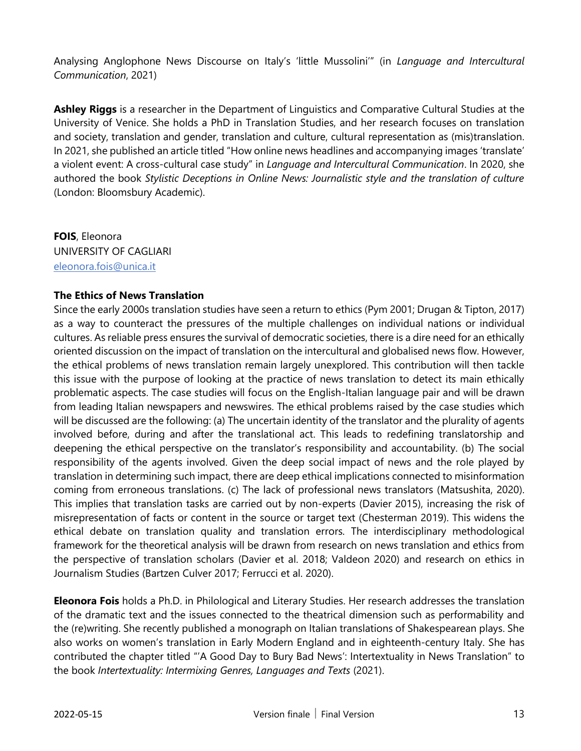Analysing Anglophone News Discourse on Italy's 'little Mussolini'" (in *Language and Intercultural Communication*, 2021)

**Ashley Riggs** is a researcher in the Department of Linguistics and Comparative Cultural Studies at the University of Venice. She holds a PhD in Translation Studies, and her research focuses on translation and society, translation and gender, translation and culture, cultural representation as (mis)translation. In 2021, she published an article titled "How online news headlines and accompanying images 'translate' a violent event: A cross-cultural case study" in *Language and Intercultural Communication*. In 2020, she authored the book *Stylistic Deceptions in Online News: Journalistic style and the translation of culture* (London: Bloomsbury Academic).

**FOIS**, Eleonora
UNIVERSITY OF CAGLIARI
eleonora.fois@unica.it

**The Ethics of News Translation**

Since the early 2000s translation studies have seen a return to ethics (Pym 2001; Drugan & Tipton, 2017) as a way to counteract the pressures of the multiple challenges on individual nations or individual cultures. As reliable press ensures the survival of democratic societies, there is a dire need for an ethically oriented discussion on the impact of translation on the intercultural and globalised news flow. However, the ethical problems of news translation remain largely unexplored. This contribution will then tackle this issue with the purpose of looking at the practice of news translation to detect its main ethically problematic aspects. The case studies will focus on the English-Italian language pair and will be drawn from leading Italian newspapers and newswires. The ethical problems raised by the case studies which will be discussed are the following: (a) The uncertain identity of the translator and the plurality of agents involved before, during and after the translational act. This leads to redefining translatorship and deepening the ethical perspective on the translator's responsibility and accountability. (b) The social responsibility of the agents involved. Given the deep social impact of news and the role played by translation in determining such impact, there are deep ethical implications connected to misinformation coming from erroneous translations. (c) The lack of professional news translators (Matsushita, 2020). This implies that translation tasks are carried out by non-experts (Davier 2015), increasing the risk of misrepresentation of facts or content in the source or target text (Chesterman 2019). This widens the ethical debate on translation quality and translation errors. The interdisciplinary methodological framework for the theoretical analysis will be drawn from research on news translation and ethics from the perspective of translation scholars (Davier et al. 2018; Valdeon 2020) and research on ethics in Journalism Studies (Bartzen Culver 2017; Ferrucci et al. 2020).

**Eleonora Fois** holds a Ph.D. in Philological and Literary Studies. Her research addresses the translation of the dramatic text and the issues connected to the theatrical dimension such as performability and the (re)writing. She recently published a monograph on Italian translations of Shakespearean plays. She also works on women's translation in Early Modern England and in eighteenth-century Italy. She has contributed the chapter titled "'A Good Day to Bury Bad News': Intertextuality in News Translation" to the book *Intertextuality: Intermixing Genres, Languages and Texts* (2021).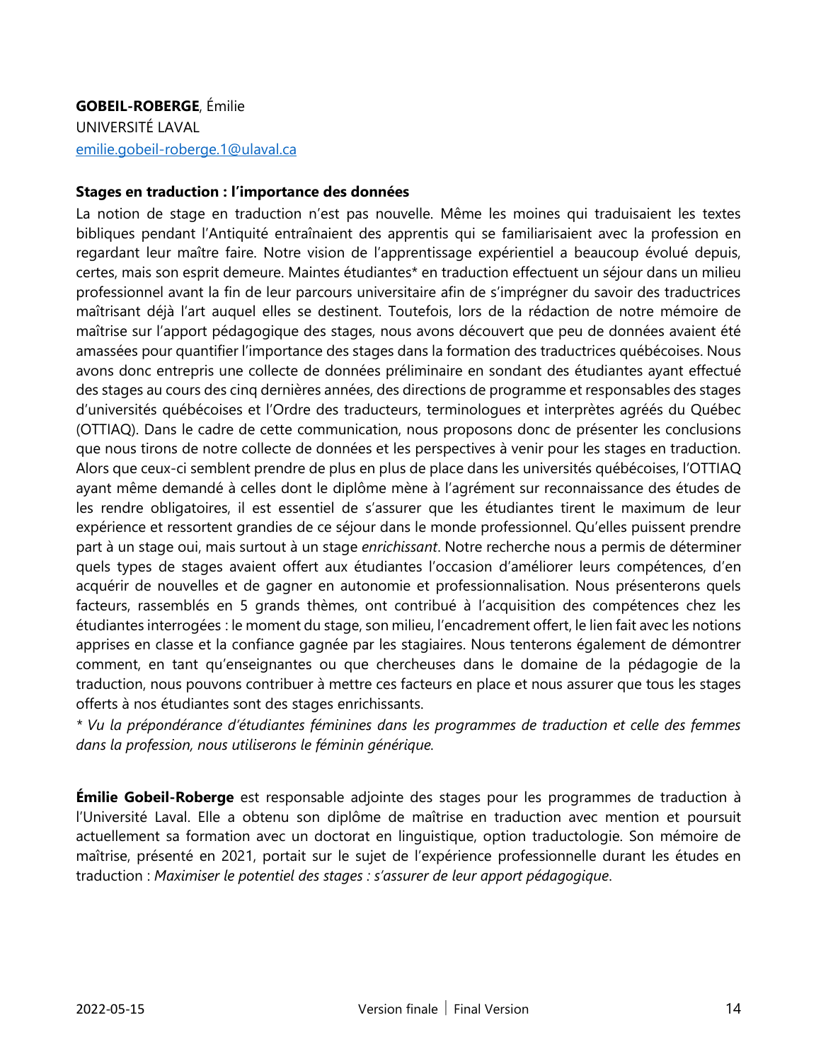**GOBEIL-ROBERGE**, Émilie
UNIVERSITÉ LAVAL
emilie.gobeil-roberge.1@ulaval.ca

**Stages en traduction : l'importance des données**

La notion de stage en traduction n'est pas nouvelle. Même les moines qui traduisaient les textes bibliques pendant l'Antiquité entraînaient des apprentis qui se familiarisaient avec la profession en regardant leur maître faire. Notre vision de l'apprentissage expérientiel a beaucoup évolué depuis, certes, mais son esprit demeure. Maintes étudiantes* en traduction effectuent un séjour dans un milieu professionnel avant la fin de leur parcours universitaire afin de s'imprégner du savoir des traductrices maîtrisant déjà l'art auquel elles se destinent. Toutefois, lors de la rédaction de notre mémoire de maîtrise sur l'apport pédagogique des stages, nous avons découvert que peu de données avaient été amassées pour quantifier l'importance des stages dans la formation des traductrices québécoises. Nous avons donc entrepris une collecte de données préliminaire en sondant des étudiantes ayant effectué des stages au cours des cinq dernières années, des directions de programme et responsables des stages d'universités québécoises et l'Ordre des traducteurs, terminologues et interprètes agréés du Québec (OTTIAQ). Dans le cadre de cette communication, nous proposons donc de présenter les conclusions que nous tirons de notre collecte de données et les perspectives à venir pour les stages en traduction. Alors que ceux-ci semblent prendre de plus en plus de place dans les universités québécoises, l'OTTIAQ ayant même demandé à celles dont le diplôme mène à l'agrément sur reconnaissance des études de les rendre obligatoires, il est essentiel de s'assurer que les étudiantes tirent le maximum de leur expérience et ressortent grandies de ce séjour dans le monde professionnel. Qu'elles puissent prendre part à un stage oui, mais surtout à un stage *enrichissant*. Notre recherche nous a permis de déterminer quels types de stages avaient offert aux étudiantes l'occasion d'améliorer leurs compétences, d'en acquérir de nouvelles et de gagner en autonomie et professionnalisation. Nous présenterons quels facteurs, rassemblés en 5 grands thèmes, ont contribué à l'acquisition des compétences chez les étudiantes interrogées : le moment du stage, son milieu, l'encadrement offert, le lien fait avec les notions apprises en classe et la confiance gagnée par les stagiaires. Nous tenterons également de démontrer comment, en tant qu'enseignantes ou que chercheuses dans le domaine de la pédagogie de la traduction, nous pouvons contribuer à mettre ces facteurs en place et nous assurer que tous les stages offerts à nos étudiantes sont des stages enrichissants.

*\* Vu la prépondérance d'étudiantes féminines dans les programmes de traduction et celle des femmes dans la profession, nous utiliserons le féminin générique.*

**Émilie Gobeil-Roberge** est responsable adjointe des stages pour les programmes de traduction à l'Université Laval. Elle a obtenu son diplôme de maîtrise en traduction avec mention et poursuit actuellement sa formation avec un doctorat en linguistique, option traductologie. Son mémoire de maîtrise, présenté en 2021, portait sur le sujet de l'expérience professionnelle durant les études en traduction : *Maximiser le potentiel des stages : s'assurer de leur apport pédagogique*.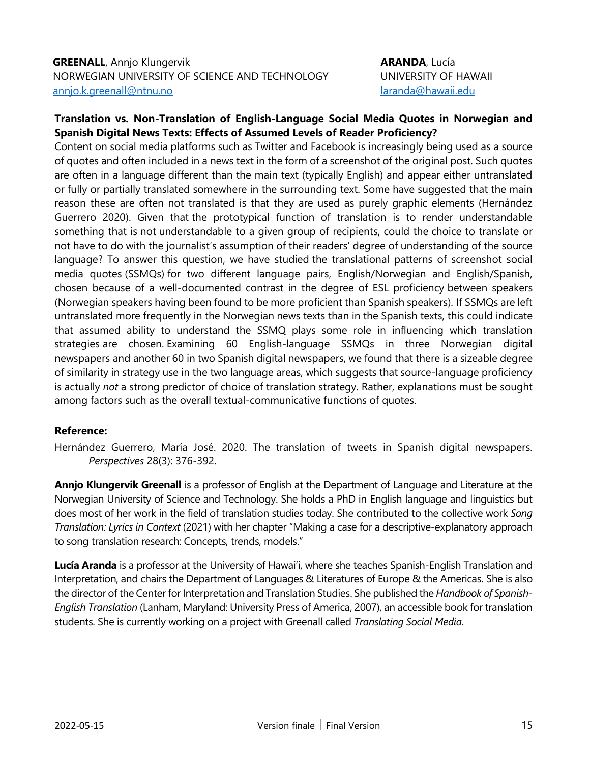**GREENALL**, Annjo Klungervik
NORWEGIAN UNIVERSITY OF SCIENCE AND TECHNOLOGY
annjo.k.greenall@ntnu.no

**ARANDA**, Lucía
UNIVERSITY OF HAWAII
laranda@hawaii.edu

**Translation vs. Non-Translation of English-Language Social Media Quotes in Norwegian and Spanish Digital News Texts: Effects of Assumed Levels of Reader Proficiency?**

Content on social media platforms such as Twitter and Facebook is increasingly being used as a source of quotes and often included in a news text in the form of a screenshot of the original post. Such quotes are often in a language different than the main text (typically English) and appear either untranslated or fully or partially translated somewhere in the surrounding text. Some have suggested that the main reason these are often not translated is that they are used as purely graphic elements (Hernández Guerrero 2020). Given that the prototypical function of translation is to render understandable something that is not understandable to a given group of recipients, could the choice to translate or not have to do with the journalist's assumption of their readers' degree of understanding of the source language? To answer this question, we have studied the translational patterns of screenshot social media quotes (SSMQs) for two different language pairs, English/Norwegian and English/Spanish, chosen because of a well-documented contrast in the degree of ESL proficiency between speakers (Norwegian speakers having been found to be more proficient than Spanish speakers). If SSMQs are left untranslated more frequently in the Norwegian news texts than in the Spanish texts, this could indicate that assumed ability to understand the SSMQ plays some role in influencing which translation strategies are chosen. Examining 60 English-language SSMQs in three Norwegian digital newspapers and another 60 in two Spanish digital newspapers, we found that there is a sizeable degree of similarity in strategy use in the two language areas, which suggests that source-language proficiency is actually *not* a strong predictor of choice of translation strategy. Rather, explanations must be sought among factors such as the overall textual-communicative functions of quotes.

**Reference:**

Hernández Guerrero, María José. 2020. The translation of tweets in Spanish digital newspapers. *Perspectives* 28(3): 376-392.

**Annjo Klungervik Greenall** is a professor of English at the Department of Language and Literature at the Norwegian University of Science and Technology. She holds a PhD in English language and linguistics but does most of her work in the field of translation studies today. She contributed to the collective work *Song Translation: Lyrics in Context* (2021) with her chapter "Making a case for a descriptive-explanatory approach to song translation research: Concepts, trends, models."

**Lucía Aranda** is a professor at the University of Hawai'i, where she teaches Spanish-English Translation and Interpretation, and chairs the Department of Languages & Literatures of Europe & the Americas. She is also the director of the Center for Interpretation and Translation Studies. She published the *Handbook of Spanish-English Translation* (Lanham, Maryland: University Press of America, 2007), an accessible book for translation students. She is currently working on a project with Greenall called *Translating Social Media*.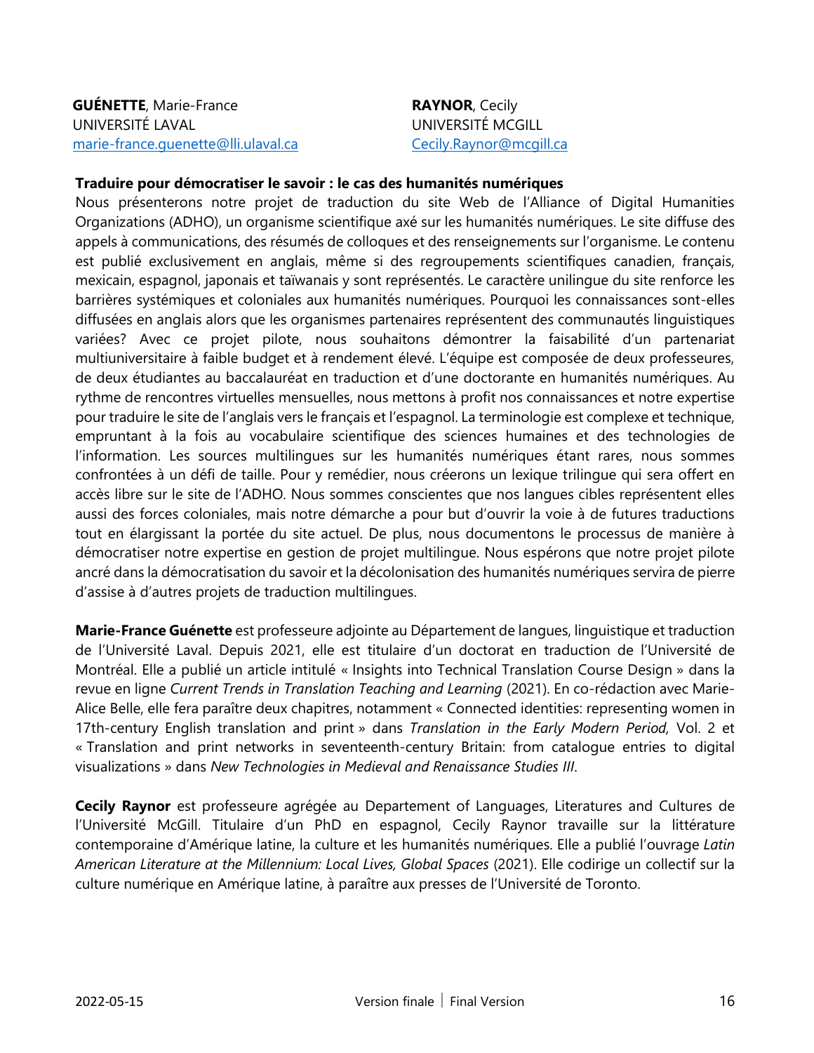**GUÉNETTE**, Marie-France
UNIVERSITÉ LAVAL
marie-france.guenette@lli.ulaval.ca

**RAYNOR**, Cecily
UNIVERSITÉ MCGILL
Cecily.Raynor@mcgill.ca

**Traduire pour démocratiser le savoir : le cas des humanités numériques**

Nous présenterons notre projet de traduction du site Web de l'Alliance of Digital Humanities Organizations (ADHO), un organisme scientifique axé sur les humanités numériques. Le site diffuse des appels à communications, des résumés de colloques et des renseignements sur l'organisme. Le contenu est publié exclusivement en anglais, même si des regroupements scientifiques canadien, français, mexicain, espagnol, japonais et taïwanais y sont représentés. Le caractère unilingue du site renforce les barrières systémiques et coloniales aux humanités numériques. Pourquoi les connaissances sont-elles diffusées en anglais alors que les organismes partenaires représentent des communautés linguistiques variées? Avec ce projet pilote, nous souhaitons démontrer la faisabilité d'un partenariat multiuniversitaire à faible budget et à rendement élevé. L'équipe est composée de deux professeures, de deux étudiantes au baccalauréat en traduction et d'une doctorante en humanités numériques. Au rythme de rencontres virtuelles mensuelles, nous mettons à profit nos connaissances et notre expertise pour traduire le site de l'anglais vers le français et l'espagnol. La terminologie est complexe et technique, empruntant à la fois au vocabulaire scientifique des sciences humaines et des technologies de l'information. Les sources multilingues sur les humanités numériques étant rares, nous sommes confrontées à un défi de taille. Pour y remédier, nous créerons un lexique trilingue qui sera offert en accès libre sur le site de l'ADHO. Nous sommes conscientes que nos langues cibles représentent elles aussi des forces coloniales, mais notre démarche a pour but d'ouvrir la voie à de futures traductions tout en élargissant la portée du site actuel. De plus, nous documentons le processus de manière à démocratiser notre expertise en gestion de projet multilingue. Nous espérons que notre projet pilote ancré dans la démocratisation du savoir et la décolonisation des humanités numériques servira de pierre d'assise à d'autres projets de traduction multilingues.

**Marie-France Guénette** est professeure adjointe au Département de langues, linguistique et traduction de l'Université Laval. Depuis 2021, elle est titulaire d'un doctorat en traduction de l'Université de Montréal. Elle a publié un article intitulé « Insights into Technical Translation Course Design » dans la revue en ligne *Current Trends in Translation Teaching and Learning* (2021). En co-rédaction avec Marie-Alice Belle, elle fera paraître deux chapitres, notamment « Connected identities: representing women in 17th-century English translation and print » dans *Translation in the Early Modern Period,* Vol. 2 et « Translation and print networks in seventeenth-century Britain: from catalogue entries to digital visualizations » dans *New Technologies in Medieval and Renaissance Studies III*.

**Cecily Raynor** est professeure agrégée au Departement of Languages, Literatures and Cultures de l'Université McGill. Titulaire d'un PhD en espagnol, Cecily Raynor travaille sur la littérature contemporaine d'Amérique latine, la culture et les humanités numériques. Elle a publié l'ouvrage *Latin American Literature at the Millennium: Local Lives, Global Spaces* (2021). Elle codirige un collectif sur la culture numérique en Amérique latine, à paraître aux presses de l'Université de Toronto.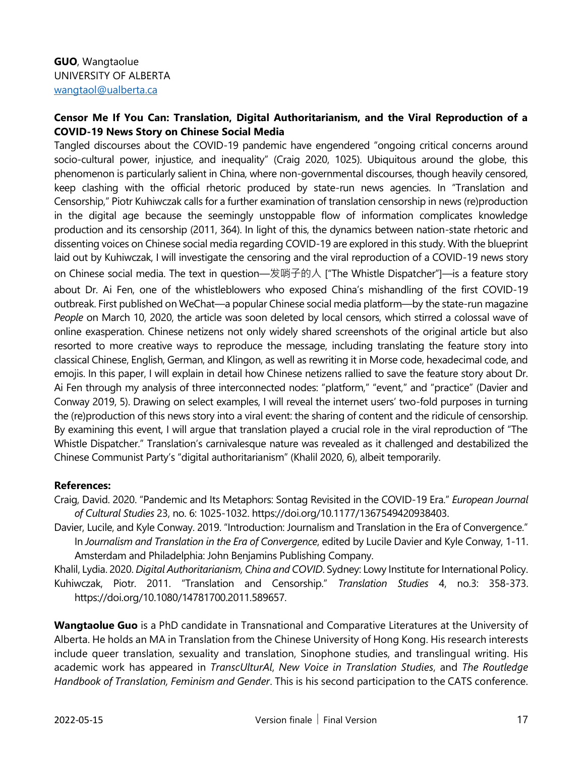**GUO**, Wangtaolue
UNIVERSITY OF ALBERTA
wangtaol@ualberta.ca

**Censor Me If You Can: Translation, Digital Authoritarianism, and the Viral Reproduction of a COVID-19 News Story on Chinese Social Media**

Tangled discourses about the COVID-19 pandemic have engendered "ongoing critical concerns around socio-cultural power, injustice, and inequality" (Craig 2020, 1025). Ubiquitous around the globe, this phenomenon is particularly salient in China, where non-governmental discourses, though heavily censored, keep clashing with the official rhetoric produced by state-run news agencies. In "Translation and Censorship," Piotr Kuhiwczak calls for a further examination of translation censorship in news (re)production in the digital age because the seemingly unstoppable flow of information complicates knowledge production and its censorship (2011, 364). In light of this, the dynamics between nation-state rhetoric and dissenting voices on Chinese social media regarding COVID-19 are explored in this study. With the blueprint laid out by Kuhiwczak, I will investigate the censoring and the viral reproduction of a COVID-19 news story on Chinese social media. The text in question—发哨子的人 ["The Whistle Dispatcher"]—is a feature story about Dr. Ai Fen, one of the whistleblowers who exposed China's mishandling of the first COVID-19 outbreak. First published on WeChat—a popular Chinese social media platform—by the state-run magazine *People* on March 10, 2020, the article was soon deleted by local censors, which stirred a colossal wave of online exasperation. Chinese netizens not only widely shared screenshots of the original article but also resorted to more creative ways to reproduce the message, including translating the feature story into classical Chinese, English, German, and Klingon, as well as rewriting it in Morse code, hexadecimal code, and emojis. In this paper, I will explain in detail how Chinese netizens rallied to save the feature story about Dr. Ai Fen through my analysis of three interconnected nodes: "platform," "event," and "practice" (Davier and Conway 2019, 5). Drawing on select examples, I will reveal the internet users' two-fold purposes in turning the (re)production of this news story into a viral event: the sharing of content and the ridicule of censorship. By examining this event, I will argue that translation played a crucial role in the viral reproduction of "The Whistle Dispatcher." Translation's carnivalesque nature was revealed as it challenged and destabilized the Chinese Communist Party's "digital authoritarianism" (Khalil 2020, 6), albeit temporarily.

**References:**

Craig, David. 2020. "Pandemic and Its Metaphors: Sontag Revisited in the COVID-19 Era." *European Journal of Cultural Studies* 23, no. 6: 1025-1032. https://doi.org/10.1177/1367549420938403.

Davier, Lucile, and Kyle Conway. 2019. "Introduction: Journalism and Translation in the Era of Convergence." In *Journalism and Translation in the Era of Convergence*, edited by Lucile Davier and Kyle Conway, 1-11. Amsterdam and Philadelphia: John Benjamins Publishing Company.

Khalil, Lydia. 2020. *Digital Authoritarianism, China and COVID*. Sydney: Lowy Institute for International Policy.

Kuhiwczak, Piotr. 2011. "Translation and Censorship." *Translation Studies* 4, no.3: 358-373. https://doi.org/10.1080/14781700.2011.589657.

**Wangtaolue Guo** is a PhD candidate in Transnational and Comparative Literatures at the University of Alberta. He holds an MA in Translation from the Chinese University of Hong Kong. His research interests include queer translation, sexuality and translation, Sinophone studies, and translingual writing. His academic work has appeared in *TranscUlturAl*, *New Voice in Translation Studies*, and *The Routledge Handbook of Translation, Feminism and Gender*. This is his second participation to the CATS conference.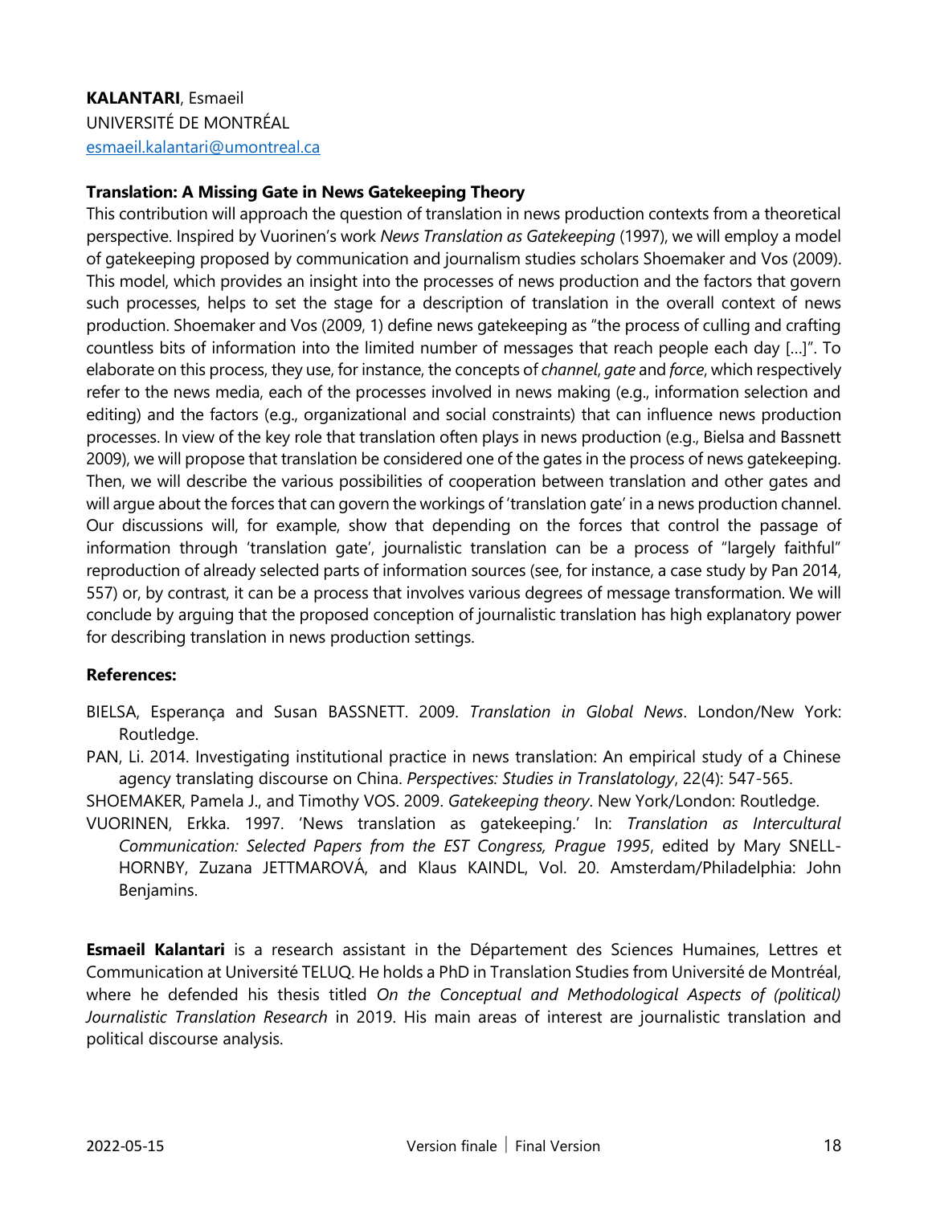**KALANTARI**, Esmaeil
UNIVERSITÉ DE MONTRÉAL
esmaeil.kalantari@umontreal.ca

**Translation: A Missing Gate in News Gatekeeping Theory**

This contribution will approach the question of translation in news production contexts from a theoretical perspective. Inspired by Vuorinen's work *News Translation as Gatekeeping* (1997), we will employ a model of gatekeeping proposed by communication and journalism studies scholars Shoemaker and Vos (2009). This model, which provides an insight into the processes of news production and the factors that govern such processes, helps to set the stage for a description of translation in the overall context of news production. Shoemaker and Vos (2009, 1) define news gatekeeping as "the process of culling and crafting countless bits of information into the limited number of messages that reach people each day […]". To elaborate on this process, they use, for instance, the concepts of *channel*, *gate* and *force*, which respectively refer to the news media, each of the processes involved in news making (e.g., information selection and editing) and the factors (e.g., organizational and social constraints) that can influence news production processes. In view of the key role that translation often plays in news production (e.g., Bielsa and Bassnett 2009), we will propose that translation be considered one of the gates in the process of news gatekeeping. Then, we will describe the various possibilities of cooperation between translation and other gates and will argue about the forces that can govern the workings of 'translation gate' in a news production channel. Our discussions will, for example, show that depending on the forces that control the passage of information through 'translation gate', journalistic translation can be a process of "largely faithful" reproduction of already selected parts of information sources (see, for instance, a case study by Pan 2014, 557) or, by contrast, it can be a process that involves various degrees of message transformation. We will conclude by arguing that the proposed conception of journalistic translation has high explanatory power for describing translation in news production settings.

**References:**

BIELSA, Esperança and Susan BASSNETT. 2009. *Translation in Global News*. London/New York: Routledge.

PAN, Li. 2014. Investigating institutional practice in news translation: An empirical study of a Chinese agency translating discourse on China. *Perspectives: Studies in Translatology*, 22(4): 547-565.

SHOEMAKER, Pamela J., and Timothy VOS. 2009. *Gatekeeping theory*. New York/London: Routledge.

VUORINEN, Erkka. 1997. 'News translation as gatekeeping.' In: *Translation as Intercultural Communication: Selected Papers from the EST Congress, Prague 1995*, edited by Mary SNELL-HORNBY, Zuzana JETTMAROVÁ, and Klaus KAINDL, Vol. 20. Amsterdam/Philadelphia: John Benjamins.

**Esmaeil Kalantari** is a research assistant in the Département des Sciences Humaines, Lettres et Communication at Université TELUQ. He holds a PhD in Translation Studies from Université de Montréal, where he defended his thesis titled *On the Conceptual and Methodological Aspects of (political) Journalistic Translation Research* in 2019. His main areas of interest are journalistic translation and political discourse analysis.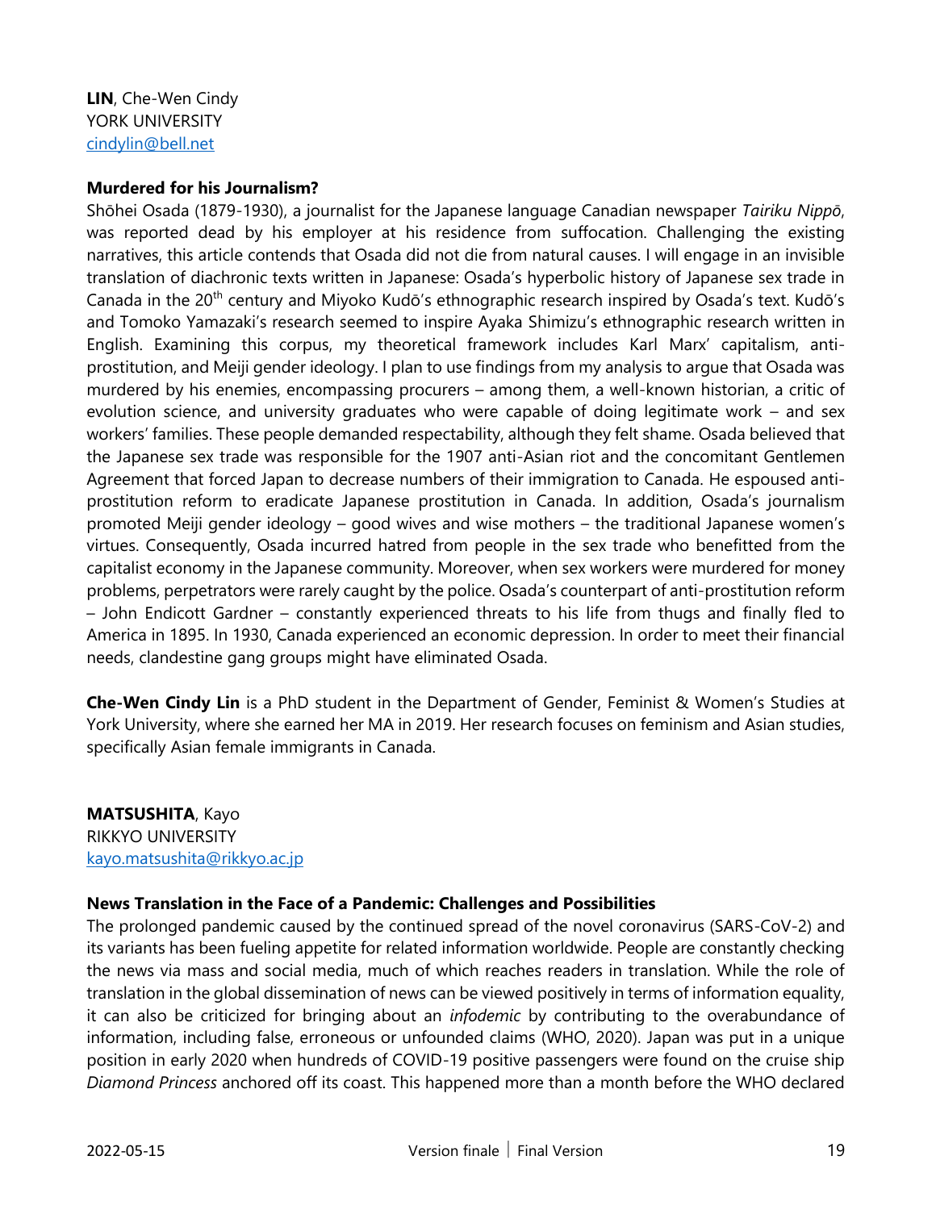**LIN**, Che-Wen Cindy
YORK UNIVERSITY
cindylin@bell.net

**Murdered for his Journalism?**

Shōhei Osada (1879-1930), a journalist for the Japanese language Canadian newspaper *Tairiku Nippō*, was reported dead by his employer at his residence from suffocation. Challenging the existing narratives, this article contends that Osada did not die from natural causes. I will engage in an invisible translation of diachronic texts written in Japanese: Osada's hyperbolic history of Japanese sex trade in Canada in the 20th century and Miyoko Kudō's ethnographic research inspired by Osada's text. Kudō's and Tomoko Yamazaki's research seemed to inspire Ayaka Shimizu's ethnographic research written in English. Examining this corpus, my theoretical framework includes Karl Marx' capitalism, anti-prostitution, and Meiji gender ideology. I plan to use findings from my analysis to argue that Osada was murdered by his enemies, encompassing procurers – among them, a well-known historian, a critic of evolution science, and university graduates who were capable of doing legitimate work – and sex workers' families. These people demanded respectability, although they felt shame. Osada believed that the Japanese sex trade was responsible for the 1907 anti-Asian riot and the concomitant Gentlemen Agreement that forced Japan to decrease numbers of their immigration to Canada. He espoused anti-prostitution reform to eradicate Japanese prostitution in Canada. In addition, Osada's journalism promoted Meiji gender ideology – good wives and wise mothers – the traditional Japanese women's virtues. Consequently, Osada incurred hatred from people in the sex trade who benefitted from the capitalist economy in the Japanese community. Moreover, when sex workers were murdered for money problems, perpetrators were rarely caught by the police. Osada's counterpart of anti-prostitution reform – John Endicott Gardner – constantly experienced threats to his life from thugs and finally fled to America in 1895. In 1930, Canada experienced an economic depression. In order to meet their financial needs, clandestine gang groups might have eliminated Osada.

**Che-Wen Cindy Lin** is a PhD student in the Department of Gender, Feminist & Women's Studies at York University, where she earned her MA in 2019. Her research focuses on feminism and Asian studies, specifically Asian female immigrants in Canada.

**MATSUSHITA**, Kayo
RIKKYO UNIVERSITY
kayo.matsushita@rikkyo.ac.jp

**News Translation in the Face of a Pandemic: Challenges and Possibilities**

The prolonged pandemic caused by the continued spread of the novel coronavirus (SARS-CoV-2) and its variants has been fueling appetite for related information worldwide. People are constantly checking the news via mass and social media, much of which reaches readers in translation. While the role of translation in the global dissemination of news can be viewed positively in terms of information equality, it can also be criticized for bringing about an *infodemic* by contributing to the overabundance of information, including false, erroneous or unfounded claims (WHO, 2020). Japan was put in a unique position in early 2020 when hundreds of COVID-19 positive passengers were found on the cruise ship *Diamond Princess* anchored off its coast. This happened more than a month before the WHO declared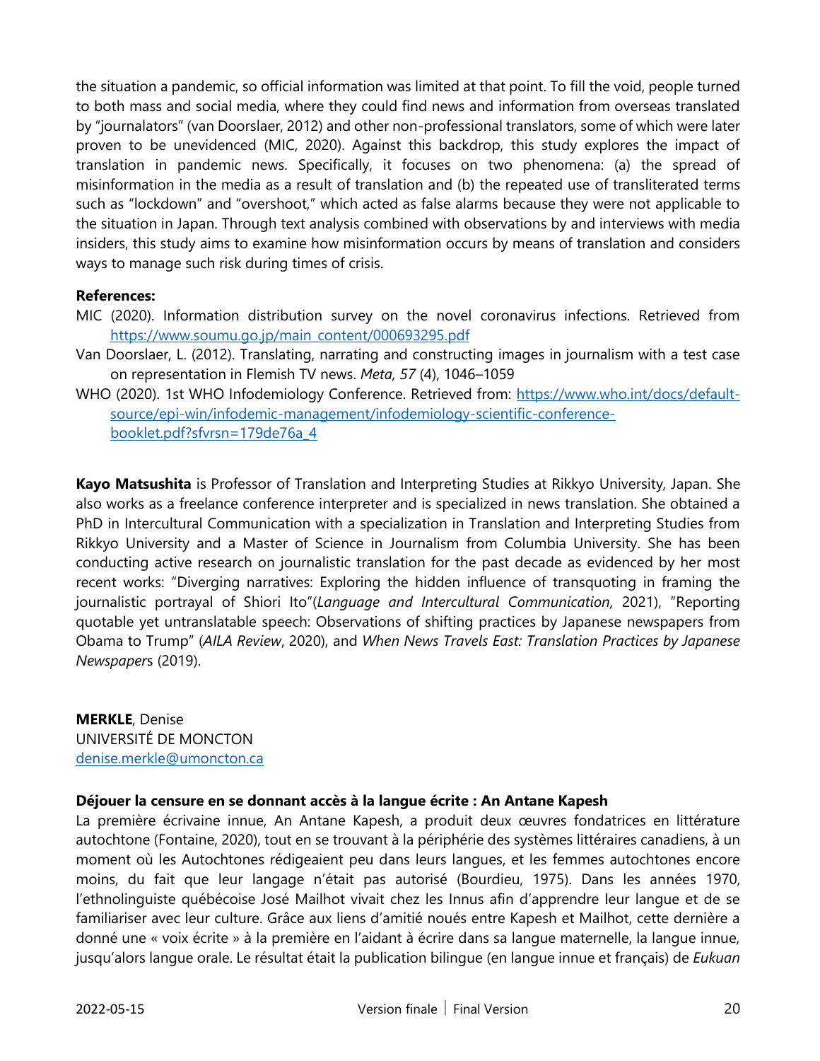the situation a pandemic, so official information was limited at that point. To fill the void, people turned to both mass and social media, where they could find news and information from overseas translated by "journalators" (van Doorslaer, 2012) and other non-professional translators, some of which were later proven to be unevidenced (MIC, 2020). Against this backdrop, this study explores the impact of translation in pandemic news. Specifically, it focuses on two phenomena: (a) the spread of misinformation in the media as a result of translation and (b) the repeated use of transliterated terms such as "lockdown" and "overshoot," which acted as false alarms because they were not applicable to the situation in Japan. Through text analysis combined with observations by and interviews with media insiders, this study aims to examine how misinformation occurs by means of translation and considers ways to manage such risk during times of crisis.

**References:**

MIC (2020). Information distribution survey on the novel coronavirus infections. Retrieved from https://www.soumu.go.jp/main_content/000693295.pdf

Van Doorslaer, L. (2012). Translating, narrating and constructing images in journalism with a test case on representation in Flemish TV news. *Meta, 57* (4), 1046–1059

WHO (2020). 1st WHO Infodemiology Conference. Retrieved from: https://www.who.int/docs/default-source/epi-win/infodemic-management/infodemiology-scientific-conference-booklet.pdf?sfvrsn=179de76a_4

**Kayo Matsushita** is Professor of Translation and Interpreting Studies at Rikkyo University, Japan. She also works as a freelance conference interpreter and is specialized in news translation. She obtained a PhD in Intercultural Communication with a specialization in Translation and Interpreting Studies from Rikkyo University and a Master of Science in Journalism from Columbia University. She has been conducting active research on journalistic translation for the past decade as evidenced by her most recent works: "Diverging narratives: Exploring the hidden influence of transquoting in framing the journalistic portrayal of Shiori Ito"(*Language and Intercultural Communication,* 2021), "Reporting quotable yet untranslatable speech: Observations of shifting practices by Japanese newspapers from Obama to Trump" (*AILA Review*, 2020), and *When News Travels East: Translation Practices by Japanese Newspaper*s (2019).

**MERKLE**, Denise
UNIVERSITÉ DE MONCTON
denise.merkle@umoncton.ca

**Déjouer la censure en se donnant accès à la langue écrite : An Antane Kapesh**

La première écrivaine innue, An Antane Kapesh, a produit deux œuvres fondatrices en littérature autochtone (Fontaine, 2020), tout en se trouvant à la périphérie des systèmes littéraires canadiens, à un moment où les Autochtones rédigeaient peu dans leurs langues, et les femmes autochtones encore moins, du fait que leur langage n'était pas autorisé (Bourdieu, 1975). Dans les années 1970, l'ethnolinguiste québécoise José Mailhot vivait chez les Innus afin d'apprendre leur langue et de se familiariser avec leur culture. Grâce aux liens d'amitié noués entre Kapesh et Mailhot, cette dernière a donné une « voix écrite » à la première en l'aidant à écrire dans sa langue maternelle, la langue innue, jusqu'alors langue orale. Le résultat était la publication bilingue (en langue innue et français) de *Eukuan*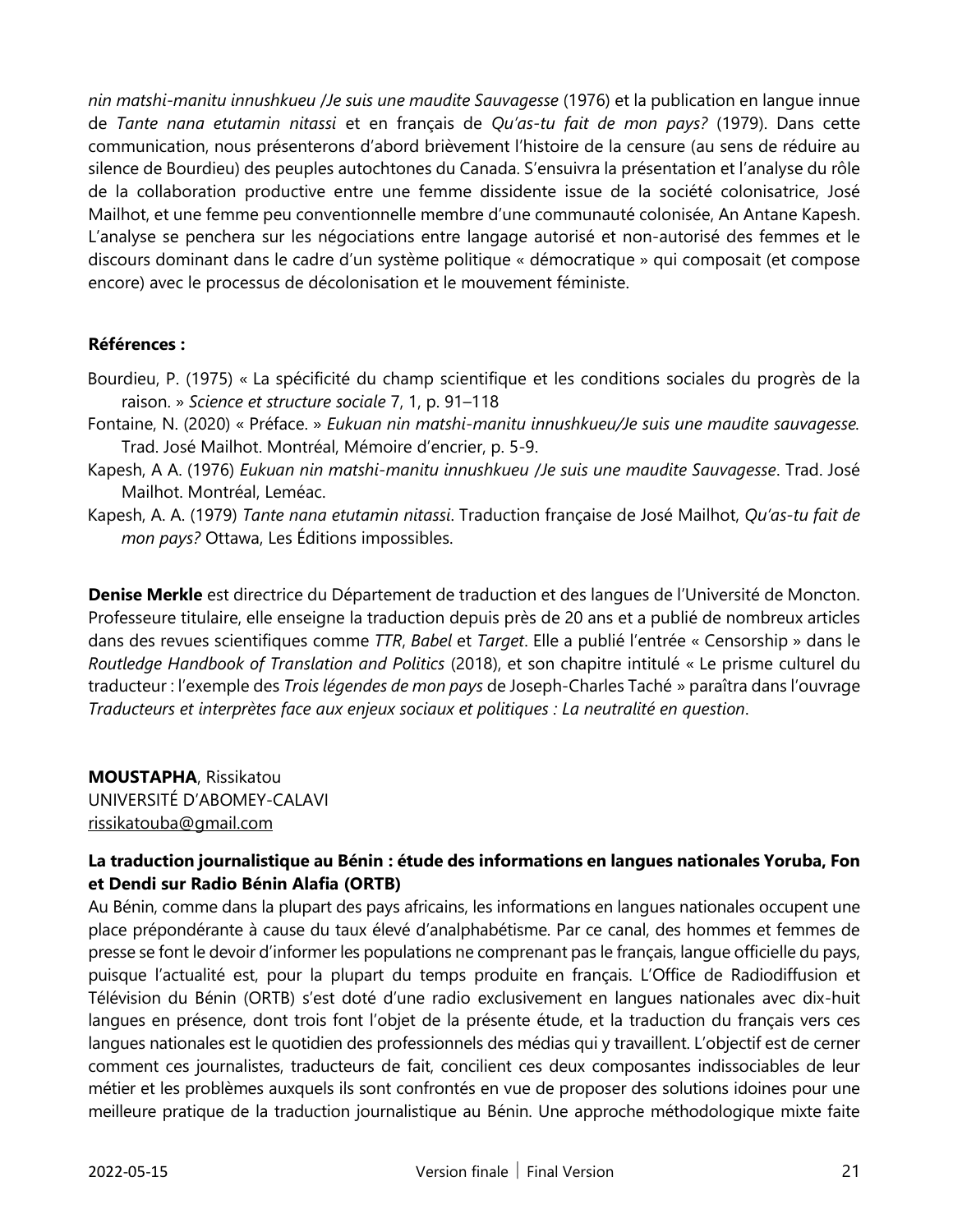*nin matshi-manitu innushkueu /Je suis une maudite Sauvagesse* (1976) et la publication en langue innue de *Tante nana etutamin nitassi* et en français de *Qu'as-tu fait de mon pays?* (1979). Dans cette communication, nous présenterons d'abord brièvement l'histoire de la censure (au sens de réduire au silence de Bourdieu) des peuples autochtones du Canada. S'ensuivra la présentation et l'analyse du rôle de la collaboration productive entre une femme dissidente issue de la société colonisatrice, José Mailhot, et une femme peu conventionnelle membre d'une communauté colonisée, An Antane Kapesh. L'analyse se penchera sur les négociations entre langage autorisé et non-autorisé des femmes et le discours dominant dans le cadre d'un système politique « démocratique » qui composait (et compose encore) avec le processus de décolonisation et le mouvement féministe.

**Références :**

Bourdieu, P. (1975) « La spécificité du champ scientifique et les conditions sociales du progrès de la raison. » *Science et structure sociale* 7, 1, p. 91–118

Fontaine, N. (2020) « Préface. » *Eukuan nin matshi-manitu innushkueu/Je suis une maudite sauvagesse.* Trad. José Mailhot. Montréal, Mémoire d'encrier, p. 5-9.

Kapesh, A A. (1976) *Eukuan nin matshi-manitu innushkueu /Je suis une maudite Sauvagesse*. Trad. José Mailhot. Montréal, Leméac.

Kapesh, A. A. (1979) *Tante nana etutamin nitassi*. Traduction française de José Mailhot, *Qu'as-tu fait de mon pays?* Ottawa, Les Éditions impossibles.

**Denise Merkle** est directrice du Département de traduction et des langues de l'Université de Moncton. Professeure titulaire, elle enseigne la traduction depuis près de 20 ans et a publié de nombreux articles dans des revues scientifiques comme *TTR*, *Babel* et *Target*. Elle a publié l'entrée « Censorship » dans le *Routledge Handbook of Translation and Politics* (2018), et son chapitre intitulé « Le prisme culturel du traducteur : l'exemple des *Trois légendes de mon pays* de Joseph-Charles Taché » paraîtra dans l'ouvrage *Traducteurs et interprètes face aux enjeux sociaux et politiques : La neutralité en question*.

**MOUSTAPHA**, Rissikatou
UNIVERSITÉ D'ABOMEY-CALAVI
rissikatouba@gmail.com

**La traduction journalistique au Bénin : étude des informations en langues nationales Yoruba, Fon et Dendi sur Radio Bénin Alafia (ORTB)**

Au Bénin, comme dans la plupart des pays africains, les informations en langues nationales occupent une place prépondérante à cause du taux élevé d'analphabétisme. Par ce canal, des hommes et femmes de presse se font le devoir d'informer les populations ne comprenant pas le français, langue officielle du pays, puisque l'actualité est, pour la plupart du temps produite en français. L'Office de Radiodiffusion et Télévision du Bénin (ORTB) s'est doté d'une radio exclusivement en langues nationales avec dix-huit langues en présence, dont trois font l'objet de la présente étude, et la traduction du français vers ces langues nationales est le quotidien des professionnels des médias qui y travaillent. L'objectif est de cerner comment ces journalistes, traducteurs de fait, concilient ces deux composantes indissociables de leur métier et les problèmes auxquels ils sont confrontés en vue de proposer des solutions idoines pour une meilleure pratique de la traduction journalistique au Bénin. Une approche méthodologique mixte faite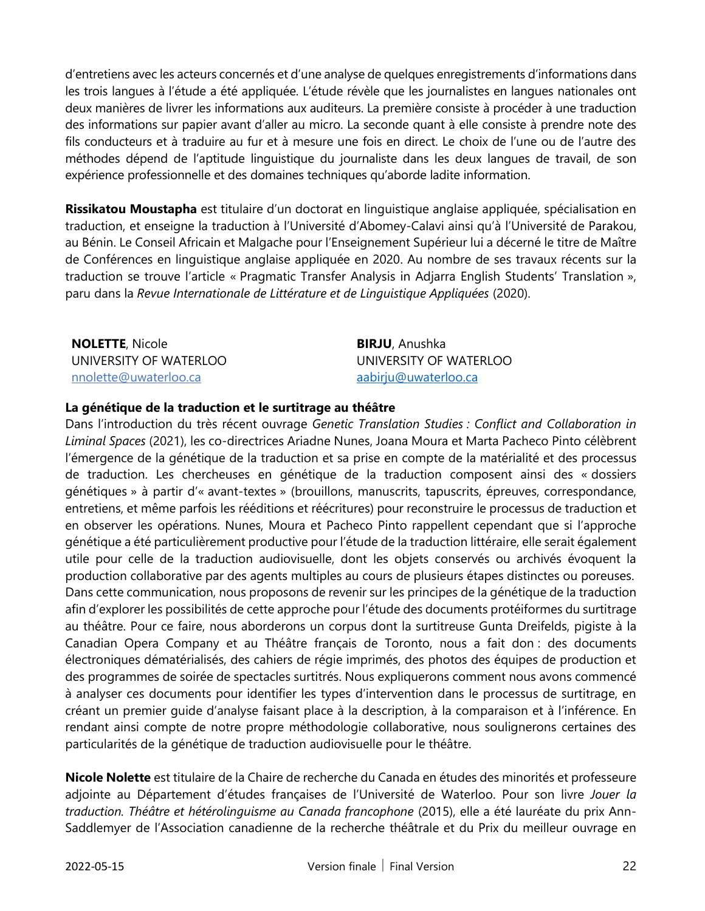d'entretiens avec les acteurs concernés et d'une analyse de quelques enregistrements d'informations dans les trois langues à l'étude a été appliquée. L'étude révèle que les journalistes en langues nationales ont deux manières de livrer les informations aux auditeurs. La première consiste à procéder à une traduction des informations sur papier avant d'aller au micro. La seconde quant à elle consiste à prendre note des fils conducteurs et à traduire au fur et à mesure une fois en direct. Le choix de l'une ou de l'autre des méthodes dépend de l'aptitude linguistique du journaliste dans les deux langues de travail, de son expérience professionnelle et des domaines techniques qu'aborde ladite information.

**Rissikatou Moustapha** est titulaire d'un doctorat en linguistique anglaise appliquée, spécialisation en traduction, et enseigne la traduction à l'Université d'Abomey-Calavi ainsi qu'à l'Université de Parakou, au Bénin. Le Conseil Africain et Malgache pour l'Enseignement Supérieur lui a décerné le titre de Maître de Conférences en linguistique anglaise appliquée en 2020. Au nombre de ses travaux récents sur la traduction se trouve l'article « Pragmatic Transfer Analysis in Adjarra English Students' Translation », paru dans la *Revue Internationale de Littérature et de Linguistique Appliquées* (2020).

**NOLETTE**, Nicole
UNIVERSITY OF WATERLOO
nnolette@uwaterloo.ca

**BIRJU**, Anushka
UNIVERSITY OF WATERLOO
aabirju@uwaterloo.ca

**La génétique de la traduction et le surtitrage au théâtre**

Dans l'introduction du très récent ouvrage *Genetic Translation Studies : Conflict and Collaboration in Liminal Spaces* (2021), les co-directrices Ariadne Nunes, Joana Moura et Marta Pacheco Pinto célèbrent l'émergence de la génétique de la traduction et sa prise en compte de la matérialité et des processus de traduction. Les chercheuses en génétique de la traduction composent ainsi des « dossiers génétiques » à partir d'« avant-textes » (brouillons, manuscrits, tapuscrits, épreuves, correspondance, entretiens, et même parfois les rééditions et réécritures) pour reconstruire le processus de traduction et en observer les opérations. Nunes, Moura et Pacheco Pinto rappellent cependant que si l'approche génétique a été particulièrement productive pour l'étude de la traduction littéraire, elle serait également utile pour celle de la traduction audiovisuelle, dont les objets conservés ou archivés évoquent la production collaborative par des agents multiples au cours de plusieurs étapes distinctes ou poreuses. Dans cette communication, nous proposons de revenir sur les principes de la génétique de la traduction afin d'explorer les possibilités de cette approche pour l'étude des documents protéiformes du surtitrage au théâtre. Pour ce faire, nous aborderons un corpus dont la surtitreuse Gunta Dreifelds, pigiste à la Canadian Opera Company et au Théâtre français de Toronto, nous a fait don : des documents électroniques dématérialisés, des cahiers de régie imprimés, des photos des équipes de production et des programmes de soirée de spectacles surtitrés. Nous expliquerons comment nous avons commencé à analyser ces documents pour identifier les types d'intervention dans le processus de surtitrage, en créant un premier guide d'analyse faisant place à la description, à la comparaison et à l'inférence. En rendant ainsi compte de notre propre méthodologie collaborative, nous soulignerons certaines des particularités de la génétique de traduction audiovisuelle pour le théâtre.

**Nicole Nolette** est titulaire de la Chaire de recherche du Canada en études des minorités et professeure adjointe au Département d'études françaises de l'Université de Waterloo. Pour son livre *Jouer la traduction. Théâtre et hétérolinguisme au Canada francophone* (2015), elle a été lauréate du prix Ann-Saddlemyer de l'Association canadienne de la recherche théâtrale et du Prix du meilleur ouvrage en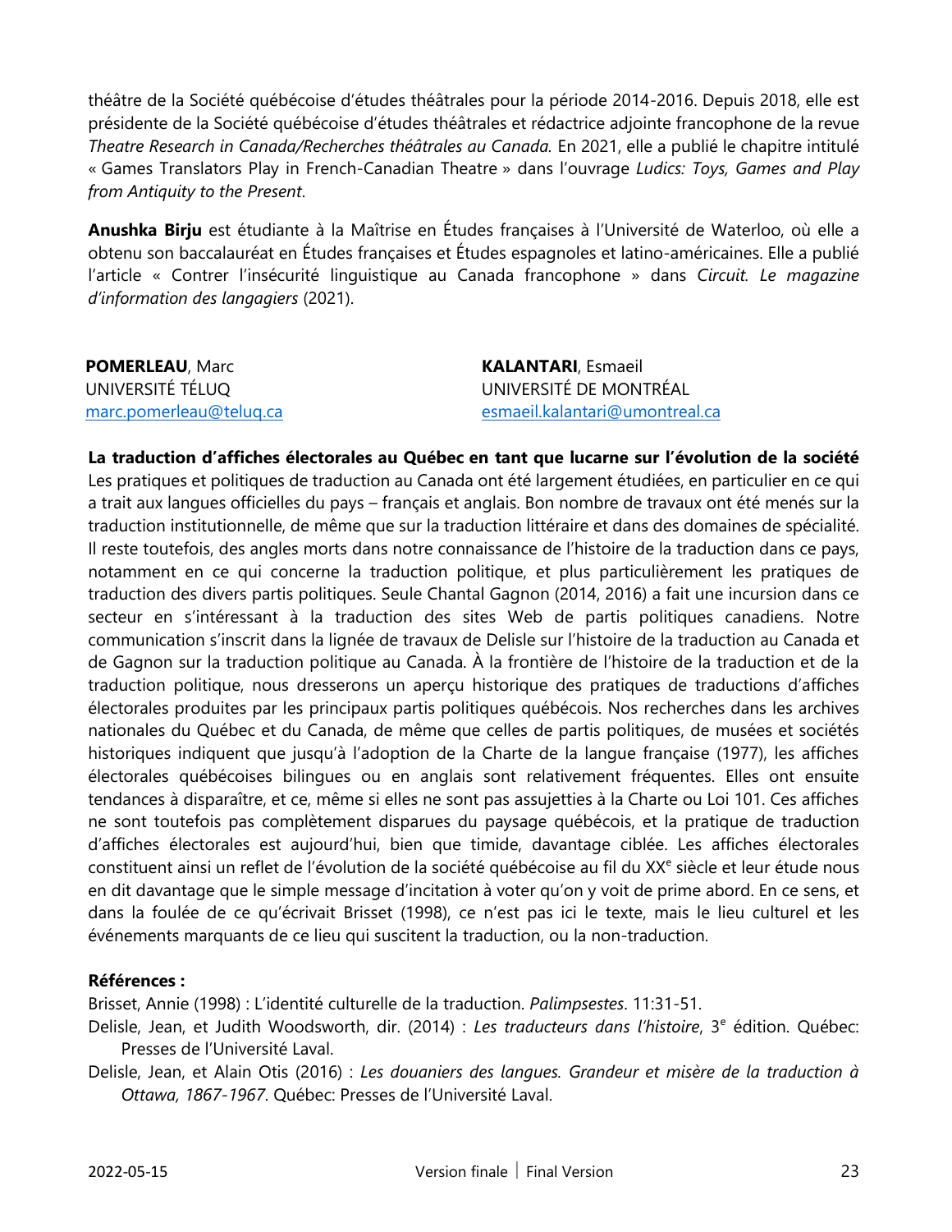théâtre de la Société québécoise d'études théâtrales pour la période 2014-2016. Depuis 2018, elle est présidente de la Société québécoise d'études théâtrales et rédactrice adjointe francophone de la revue *Theatre Research in Canada/Recherches théâtrales au Canada.* En 2021, elle a publié le chapitre intitulé « Games Translators Play in French-Canadian Theatre » dans l'ouvrage *Ludics: Toys, Games and Play from Antiquity to the Present*.

**Anushka Birju** est étudiante à la Maîtrise en Études françaises à l'Université de Waterloo, où elle a obtenu son baccalauréat en Études françaises et Études espagnoles et latino-américaines. Elle a publié l'article « Contrer l'insécurité linguistique au Canada francophone » dans *Circuit. Le magazine d'information des langagiers* (2021).

**POMERLEAU**, Marc
UNIVERSITÉ TÉLUQ
marc.pomerleau@teluq.ca

**KALANTARI**, Esmaeil
UNIVERSITÉ DE MONTRÉAL
esmaeil.kalantari@umontreal.ca

**La traduction d'affiches électorales au Québec en tant que lucarne sur l'évolution de la société**

Les pratiques et politiques de traduction au Canada ont été largement étudiées, en particulier en ce qui a trait aux langues officielles du pays – français et anglais. Bon nombre de travaux ont été menés sur la traduction institutionnelle, de même que sur la traduction littéraire et dans des domaines de spécialité. Il reste toutefois, des angles morts dans notre connaissance de l'histoire de la traduction dans ce pays, notamment en ce qui concerne la traduction politique, et plus particulièrement les pratiques de traduction des divers partis politiques. Seule Chantal Gagnon (2014, 2016) a fait une incursion dans ce secteur en s'intéressant à la traduction des sites Web de partis politiques canadiens. Notre communication s'inscrit dans la lignée de travaux de Delisle sur l'histoire de la traduction au Canada et de Gagnon sur la traduction politique au Canada. À la frontière de l'histoire de la traduction et de la traduction politique, nous dresserons un aperçu historique des pratiques de traductions d'affiches électorales produites par les principaux partis politiques québécois. Nos recherches dans les archives nationales du Québec et du Canada, de même que celles de partis politiques, de musées et sociétés historiques indiquent que jusqu'à l'adoption de la Charte de la langue française (1977), les affiches électorales québécoises bilingues ou en anglais sont relativement fréquentes. Elles ont ensuite tendances à disparaître, et ce, même si elles ne sont pas assujetties à la Charte ou Loi 101. Ces affiches ne sont toutefois pas complètement disparues du paysage québécois, et la pratique de traduction d'affiches électorales est aujourd'hui, bien que timide, davantage ciblée. Les affiches électorales constituent ainsi un reflet de l'évolution de la société québécoise au fil du XXe siècle et leur étude nous en dit davantage que le simple message d'incitation à voter qu'on y voit de prime abord. En ce sens, et dans la foulée de ce qu'écrivait Brisset (1998), ce n'est pas ici le texte, mais le lieu culturel et les événements marquants de ce lieu qui suscitent la traduction, ou la non-traduction.

**Références :**

Brisset, Annie (1998) : L'identité culturelle de la traduction. *Palimpsestes*. 11:31-51.

Delisle, Jean, et Judith Woodsworth, dir. (2014) : *Les traducteurs dans l'histoire*, 3e édition. Québec: Presses de l'Université Laval.

Delisle, Jean, et Alain Otis (2016) : *Les douaniers des langues. Grandeur et misère de la traduction à Ottawa, 1867-1967*. Québec: Presses de l'Université Laval.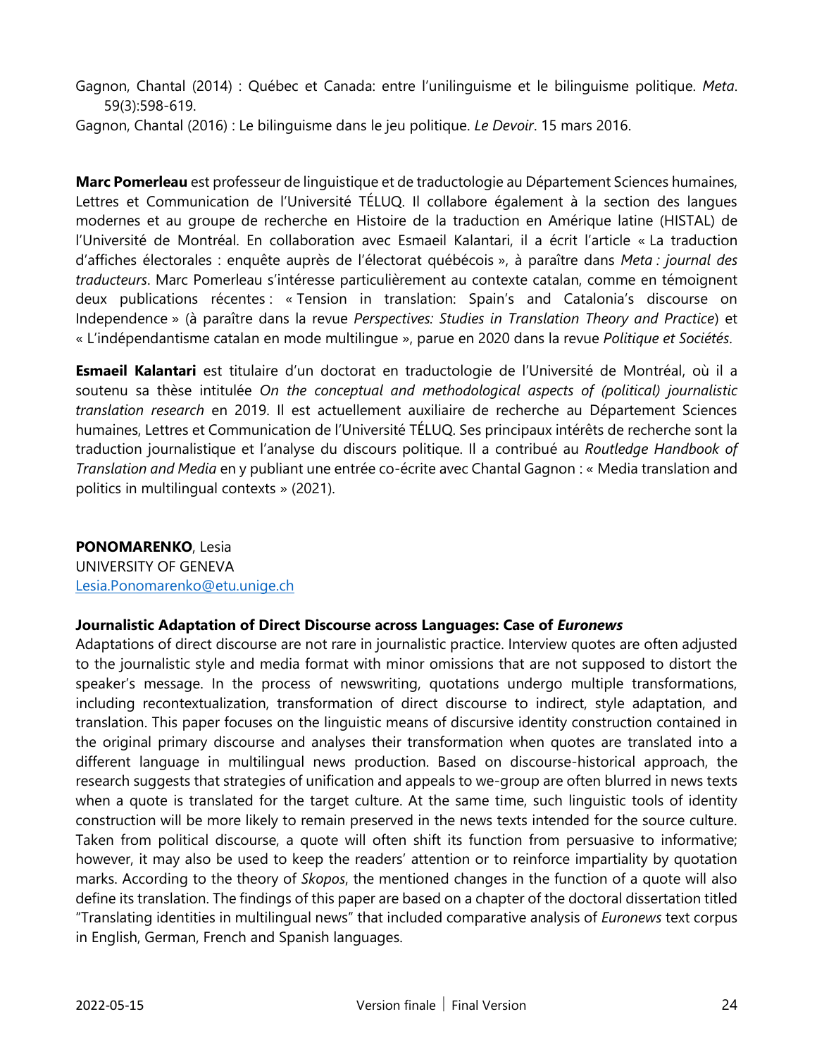Gagnon, Chantal (2014) : Québec et Canada: entre l'unilinguisme et le bilinguisme politique. *Meta*. 59(3):598-619.

Gagnon, Chantal (2016) : Le bilinguisme dans le jeu politique. *Le Devoir*. 15 mars 2016.

**Marc Pomerleau** est professeur de linguistique et de traductologie au Département Sciences humaines, Lettres et Communication de l'Université TÉLUQ. Il collabore également à la section des langues modernes et au groupe de recherche en Histoire de la traduction en Amérique latine (HISTAL) de l'Université de Montréal. En collaboration avec Esmaeil Kalantari, il a écrit l'article « La traduction d'affiches électorales : enquête auprès de l'électorat québécois », à paraître dans *Meta : journal des traducteurs*. Marc Pomerleau s'intéresse particulièrement au contexte catalan, comme en témoignent deux publications récentes : « Tension in translation: Spain's and Catalonia's discourse on Independence » (à paraître dans la revue *Perspectives: Studies in Translation Theory and Practice*) et « L'indépendantisme catalan en mode multilingue », parue en 2020 dans la revue *Politique et Sociétés*.

**Esmaeil Kalantari** est titulaire d'un doctorat en traductologie de l'Université de Montréal, où il a soutenu sa thèse intitulée *On the conceptual and methodological aspects of (political) journalistic translation research* en 2019. Il est actuellement auxiliaire de recherche au Département Sciences humaines, Lettres et Communication de l'Université TÉLUQ. Ses principaux intérêts de recherche sont la traduction journalistique et l'analyse du discours politique. Il a contribué au *Routledge Handbook of Translation and Media* en y publiant une entrée co-écrite avec Chantal Gagnon : « Media translation and politics in multilingual contexts » (2021).

**PONOMARENKO**, Lesia
UNIVERSITY OF GENEVA
Lesia.Ponomarenko@etu.unige.ch

**Journalistic Adaptation of Direct Discourse across Languages: Case of *Euronews***

Adaptations of direct discourse are not rare in journalistic practice. Interview quotes are often adjusted to the journalistic style and media format with minor omissions that are not supposed to distort the speaker's message. In the process of newswriting, quotations undergo multiple transformations, including recontextualization, transformation of direct discourse to indirect, style adaptation, and translation. This paper focuses on the linguistic means of discursive identity construction contained in the original primary discourse and analyses their transformation when quotes are translated into a different language in multilingual news production. Based on discourse-historical approach, the research suggests that strategies of unification and appeals to we-group are often blurred in news texts when a quote is translated for the target culture. At the same time, such linguistic tools of identity construction will be more likely to remain preserved in the news texts intended for the source culture. Taken from political discourse, a quote will often shift its function from persuasive to informative; however, it may also be used to keep the readers' attention or to reinforce impartiality by quotation marks. According to the theory of *Skopos*, the mentioned changes in the function of a quote will also define its translation. The findings of this paper are based on a chapter of the doctoral dissertation titled "Translating identities in multilingual news" that included comparative analysis of *Euronews* text corpus in English, German, French and Spanish languages.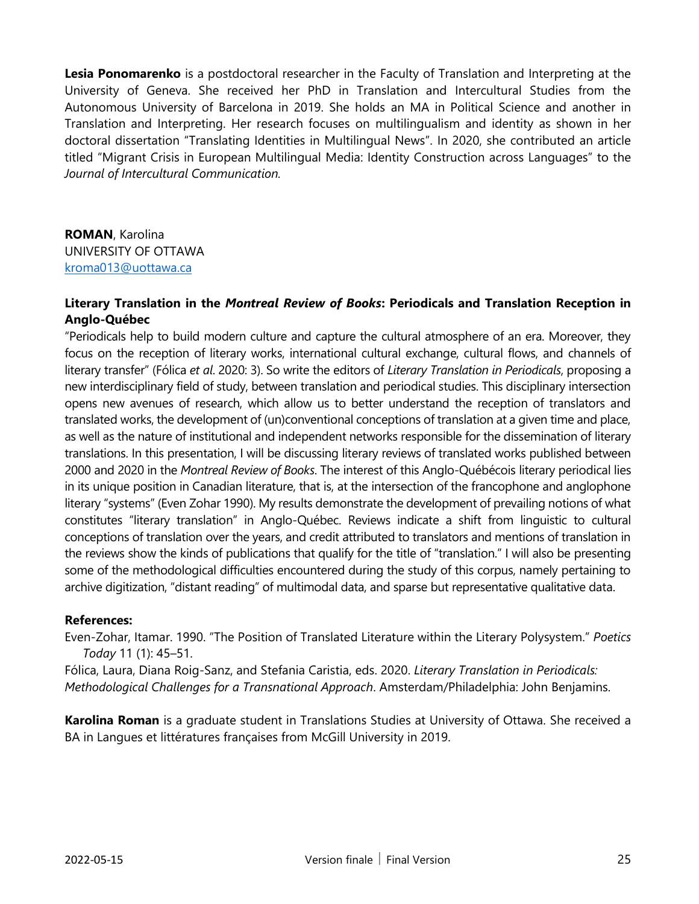**Lesia Ponomarenko** is a postdoctoral researcher in the Faculty of Translation and Interpreting at the University of Geneva. She received her PhD in Translation and Intercultural Studies from the Autonomous University of Barcelona in 2019. She holds an MA in Political Science and another in Translation and Interpreting. Her research focuses on multilingualism and identity as shown in her doctoral dissertation "Translating Identities in Multilingual News". In 2020, she contributed an article titled "Migrant Crisis in European Multilingual Media: Identity Construction across Languages" to the *Journal of Intercultural Communication.*

**ROMAN**, Karolina
UNIVERSITY OF OTTAWA
kroma013@uottawa.ca

### Literary Translation in the *Montreal Review of Books*: Periodicals and Translation Reception in Anglo-Québec

"Periodicals help to build modern culture and capture the cultural atmosphere of an era. Moreover, they focus on the reception of literary works, international cultural exchange, cultural flows, and channels of literary transfer" (Fólica *et al*. 2020: 3). So write the editors of *Literary Translation in Periodicals*, proposing a new interdisciplinary field of study, between translation and periodical studies. This disciplinary intersection opens new avenues of research, which allow us to better understand the reception of translators and translated works, the development of (un)conventional conceptions of translation at a given time and place, as well as the nature of institutional and independent networks responsible for the dissemination of literary translations. In this presentation, I will be discussing literary reviews of translated works published between 2000 and 2020 in the *Montreal Review of Books*. The interest of this Anglo-Québécois literary periodical lies in its unique position in Canadian literature, that is, at the intersection of the francophone and anglophone literary "systems" (Even Zohar 1990). My results demonstrate the development of prevailing notions of what constitutes "literary translation" in Anglo-Québec. Reviews indicate a shift from linguistic to cultural conceptions of translation over the years, and credit attributed to translators and mentions of translation in the reviews show the kinds of publications that qualify for the title of "translation." I will also be presenting some of the methodological difficulties encountered during the study of this corpus, namely pertaining to archive digitization, "distant reading" of multimodal data, and sparse but representative qualitative data.

**References:**

Even-Zohar, Itamar. 1990. "The Position of Translated Literature within the Literary Polysystem." *Poetics Today* 11 (1): 45–51.

Fólica, Laura, Diana Roig-Sanz, and Stefania Caristia, eds. 2020. *Literary Translation in Periodicals: Methodological Challenges for a Transnational Approach*. Amsterdam/Philadelphia: John Benjamins.

**Karolina Roman** is a graduate student in Translations Studies at University of Ottawa. She received a BA in Langues et littératures françaises from McGill University in 2019.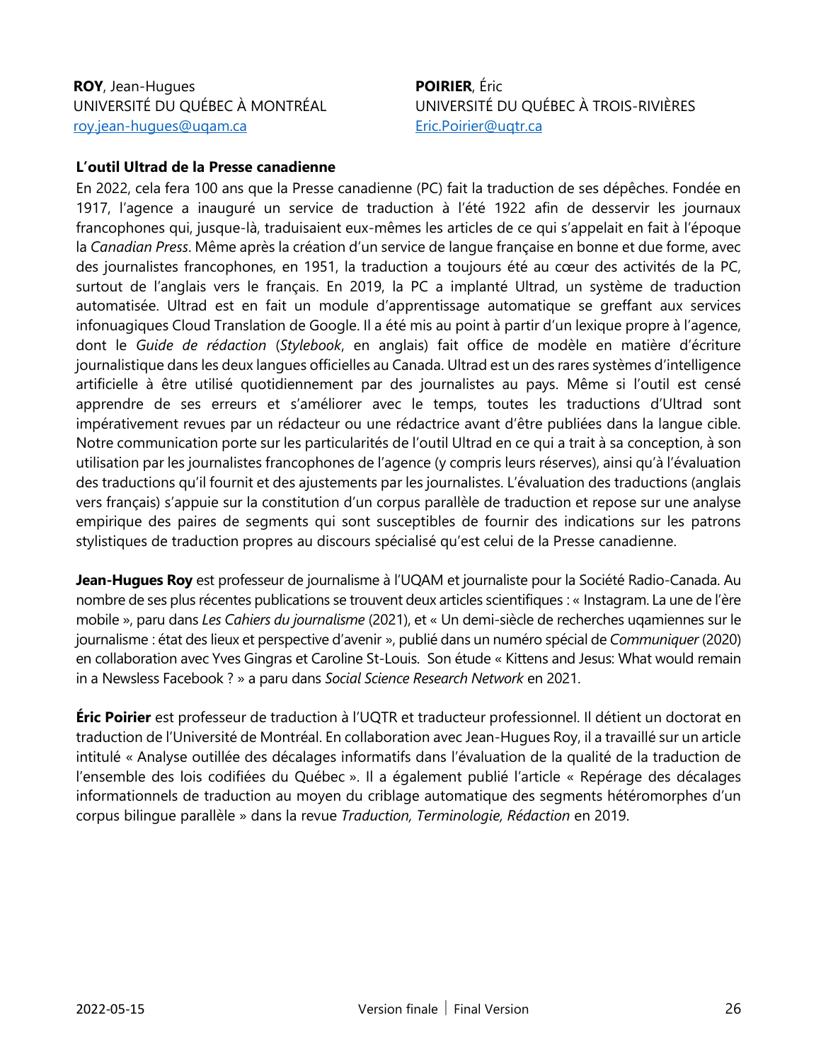**ROY**, Jean-Hugues
UNIVERSITÉ DU QUÉBEC À MONTRÉAL
roy.jean-hugues@uqam.ca

**POIRIER**, Éric
UNIVERSITÉ DU QUÉBEC À TROIS-RIVIÈRES
Eric.Poirier@uqtr.ca

**L'outil Ultrad de la Presse canadienne**

En 2022, cela fera 100 ans que la Presse canadienne (PC) fait la traduction de ses dépêches. Fondée en 1917, l'agence a inauguré un service de traduction à l'été 1922 afin de desservir les journaux francophones qui, jusque-là, traduisaient eux-mêmes les articles de ce qui s'appelait en fait à l'époque la *Canadian Press*. Même après la création d'un service de langue française en bonne et due forme, avec des journalistes francophones, en 1951, la traduction a toujours été au cœur des activités de la PC, surtout de l'anglais vers le français. En 2019, la PC a implanté Ultrad, un système de traduction automatisée. Ultrad est en fait un module d'apprentissage automatique se greffant aux services infonuagiques Cloud Translation de Google. Il a été mis au point à partir d'un lexique propre à l'agence, dont le *Guide de rédaction* (*Stylebook*, en anglais) fait office de modèle en matière d'écriture journalistique dans les deux langues officielles au Canada. Ultrad est un des rares systèmes d'intelligence artificielle à être utilisé quotidiennement par des journalistes au pays. Même si l'outil est censé apprendre de ses erreurs et s'améliorer avec le temps, toutes les traductions d'Ultrad sont impérativement revues par un rédacteur ou une rédactrice avant d'être publiées dans la langue cible. Notre communication porte sur les particularités de l'outil Ultrad en ce qui a trait à sa conception, à son utilisation par les journalistes francophones de l'agence (y compris leurs réserves), ainsi qu'à l'évaluation des traductions qu'il fournit et des ajustements par les journalistes. L'évaluation des traductions (anglais vers français) s'appuie sur la constitution d'un corpus parallèle de traduction et repose sur une analyse empirique des paires de segments qui sont susceptibles de fournir des indications sur les patrons stylistiques de traduction propres au discours spécialisé qu'est celui de la Presse canadienne.

**Jean-Hugues Roy** est professeur de journalisme à l'UQAM et journaliste pour la Société Radio-Canada. Au nombre de ses plus récentes publications se trouvent deux articles scientifiques : « Instagram. La une de l'ère mobile », paru dans *Les Cahiers du journalisme* (2021), et « Un demi-siècle de recherches uqamiennes sur le journalisme : état des lieux et perspective d'avenir », publié dans un numéro spécial de *Communiquer* (2020) en collaboration avec Yves Gingras et Caroline St-Louis. Son étude « Kittens and Jesus: What would remain in a Newsless Facebook ? » a paru dans *Social Science Research Network* en 2021.

**Éric Poirier** est professeur de traduction à l'UQTR et traducteur professionnel. Il détient un doctorat en traduction de l'Université de Montréal. En collaboration avec Jean-Hugues Roy, il a travaillé sur un article intitulé « Analyse outillée des décalages informatifs dans l'évaluation de la qualité de la traduction de l'ensemble des lois codifiées du Québec ». Il a également publié l'article « Repérage des décalages informationnels de traduction au moyen du criblage automatique des segments hétéromorphes d'un corpus bilingue parallèle » dans la revue *Traduction, Terminologie, Rédaction* en 2019.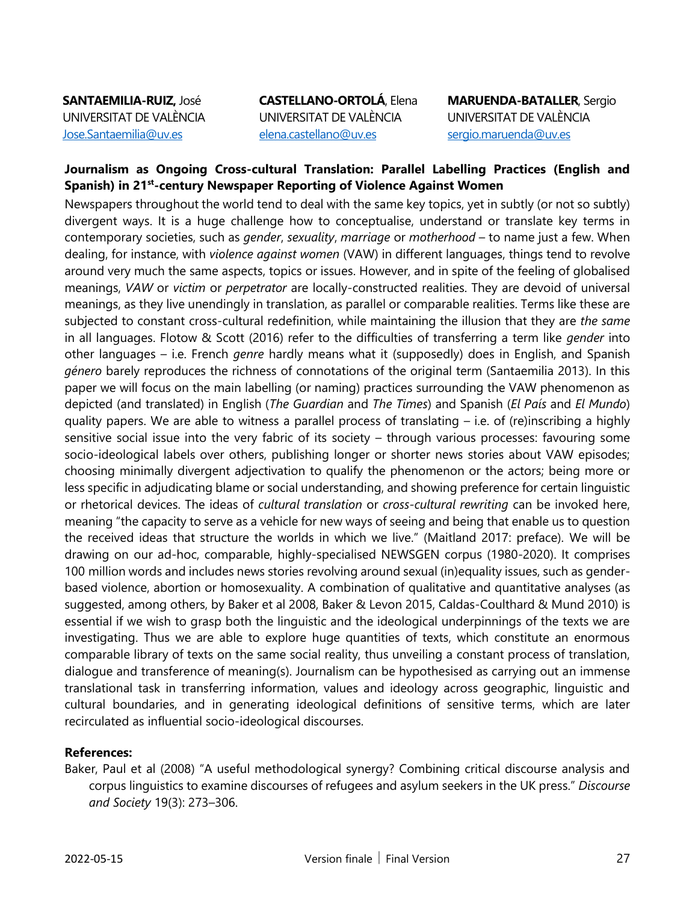**SANTAEMILIA-RUIZ,** José
UNIVERSITAT DE VALÈNCIA
Jose.Santaemilia@uv.es

**CASTELLANO-ORTOLÁ**, Elena
UNIVERSITAT DE VALÈNCIA
elena.castellano@uv.es

**MARUENDA-BATALLER**, Sergio
UNIVERSITAT DE VALÈNCIA
sergio.maruenda@uv.es

### Journalism as Ongoing Cross-cultural Translation: Parallel Labelling Practices (English and Spanish) in 21st-century Newspaper Reporting of Violence Against Women

Newspapers throughout the world tend to deal with the same key topics, yet in subtly (or not so subtly) divergent ways. It is a huge challenge how to conceptualise, understand or translate key terms in contemporary societies, such as *gender*, *sexuality*, *marriage* or *motherhood* – to name just a few. When dealing, for instance, with *violence against women* (VAW) in different languages, things tend to revolve around very much the same aspects, topics or issues. However, and in spite of the feeling of globalised meanings, *VAW* or *victim* or *perpetrator* are locally-constructed realities. They are devoid of universal meanings, as they live unendingly in translation, as parallel or comparable realities. Terms like these are subjected to constant cross-cultural redefinition, while maintaining the illusion that they are *the same* in all languages. Flotow & Scott (2016) refer to the difficulties of transferring a term like *gender* into other languages – i.e. French *genre* hardly means what it (supposedly) does in English, and Spanish *género* barely reproduces the richness of connotations of the original term (Santaemilia 2013). In this paper we will focus on the main labelling (or naming) practices surrounding the VAW phenomenon as depicted (and translated) in English (*The Guardian* and *The Times*) and Spanish (*El País* and *El Mundo*) quality papers. We are able to witness a parallel process of translating – i.e. of (re)inscribing a highly sensitive social issue into the very fabric of its society – through various processes: favouring some socio-ideological labels over others, publishing longer or shorter news stories about VAW episodes; choosing minimally divergent adjectivation to qualify the phenomenon or the actors; being more or less specific in adjudicating blame or social understanding, and showing preference for certain linguistic or rhetorical devices. The ideas of *cultural translation* or *cross-cultural rewriting* can be invoked here, meaning "the capacity to serve as a vehicle for new ways of seeing and being that enable us to question the received ideas that structure the worlds in which we live." (Maitland 2017: preface). We will be drawing on our ad-hoc, comparable, highly-specialised NEWSGEN corpus (1980-2020). It comprises 100 million words and includes news stories revolving around sexual (in)equality issues, such as gender-based violence, abortion or homosexuality. A combination of qualitative and quantitative analyses (as suggested, among others, by Baker et al 2008, Baker & Levon 2015, Caldas-Coulthard & Mund 2010) is essential if we wish to grasp both the linguistic and the ideological underpinnings of the texts we are investigating. Thus we are able to explore huge quantities of texts, which constitute an enormous comparable library of texts on the same social reality, thus unveiling a constant process of translation, dialogue and transference of meaning(s). Journalism can be hypothesised as carrying out an immense translational task in transferring information, values and ideology across geographic, linguistic and cultural boundaries, and in generating ideological definitions of sensitive terms, which are later recirculated as influential socio-ideological discourses.

**References:**

Baker, Paul et al (2008) "A useful methodological synergy? Combining critical discourse analysis and corpus linguistics to examine discourses of refugees and asylum seekers in the UK press." *Discourse and Society* 19(3): 273–306.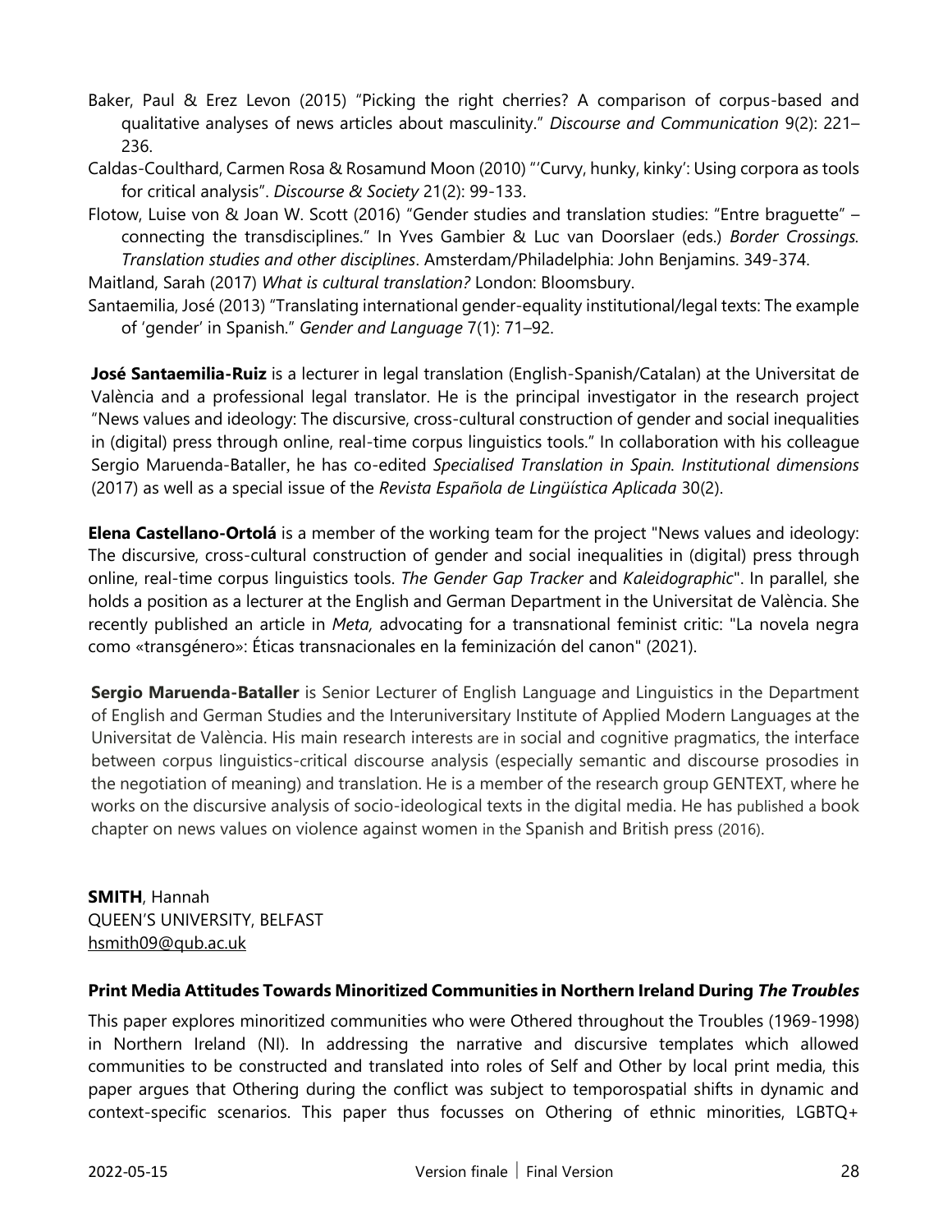Baker, Paul & Erez Levon (2015) "Picking the right cherries? A comparison of corpus-based and qualitative analyses of news articles about masculinity." *Discourse and Communication* 9(2): 221–236.

Caldas-Coulthard, Carmen Rosa & Rosamund Moon (2010) "'Curvy, hunky, kinky': Using corpora as tools for critical analysis". *Discourse & Society* 21(2): 99-133.

Flotow, Luise von & Joan W. Scott (2016) "Gender studies and translation studies: "Entre braguette" – connecting the transdisciplines." In Yves Gambier & Luc van Doorslaer (eds.) *Border Crossings. Translation studies and other disciplines*. Amsterdam/Philadelphia: John Benjamins. 349-374.

Maitland, Sarah (2017) *What is cultural translation?* London: Bloomsbury.

Santaemilia, José (2013) "Translating international gender-equality institutional/legal texts: The example of 'gender' in Spanish." *Gender and Language* 7(1): 71–92.

**José Santaemilia-Ruiz** is a lecturer in legal translation (English-Spanish/Catalan) at the Universitat de València and a professional legal translator. He is the principal investigator in the research project "News values and ideology: The discursive, cross-cultural construction of gender and social inequalities in (digital) press through online, real-time corpus linguistics tools." In collaboration with his colleague Sergio Maruenda-Bataller, he has co-edited *Specialised Translation in Spain. Institutional dimensions* (2017) as well as a special issue of the *Revista Española de Lingüística Aplicada* 30(2).

**Elena Castellano-Ortolá** is a member of the working team for the project "News values and ideology: The discursive, cross-cultural construction of gender and social inequalities in (digital) press through online, real-time corpus linguistics tools. *The Gender Gap Tracker* and *Kaleidographic*". In parallel, she holds a position as a lecturer at the English and German Department in the Universitat de València. She recently published an article in *Meta,* advocating for a transnational feminist critic: "La novela negra como «transgénero»: Éticas transnacionales en la feminización del canon" (2021).

**Sergio Maruenda-Bataller** is Senior Lecturer of English Language and Linguistics in the Department of English and German Studies and the Interuniversitary Institute of Applied Modern Languages at the Universitat de València. His main research interests are in social and cognitive pragmatics, the interface between corpus linguistics-critical discourse analysis (especially semantic and discourse prosodies in the negotiation of meaning) and translation. He is a member of the research group GENTEXT, where he works on the discursive analysis of socio-ideological texts in the digital media. He has published a book chapter on news values on violence against women in the Spanish and British press (2016).

**SMITH**, Hannah
QUEEN'S UNIVERSITY, BELFAST
hsmith09@qub.ac.uk

**Print Media Attitudes Towards Minoritized Communities in Northern Ireland During *The Troubles***

This paper explores minoritized communities who were Othered throughout the Troubles (1969-1998) in Northern Ireland (NI). In addressing the narrative and discursive templates which allowed communities to be constructed and translated into roles of Self and Other by local print media, this paper argues that Othering during the conflict was subject to temporospatial shifts in dynamic and context-specific scenarios. This paper thus focusses on Othering of ethnic minorities, LGBTQ+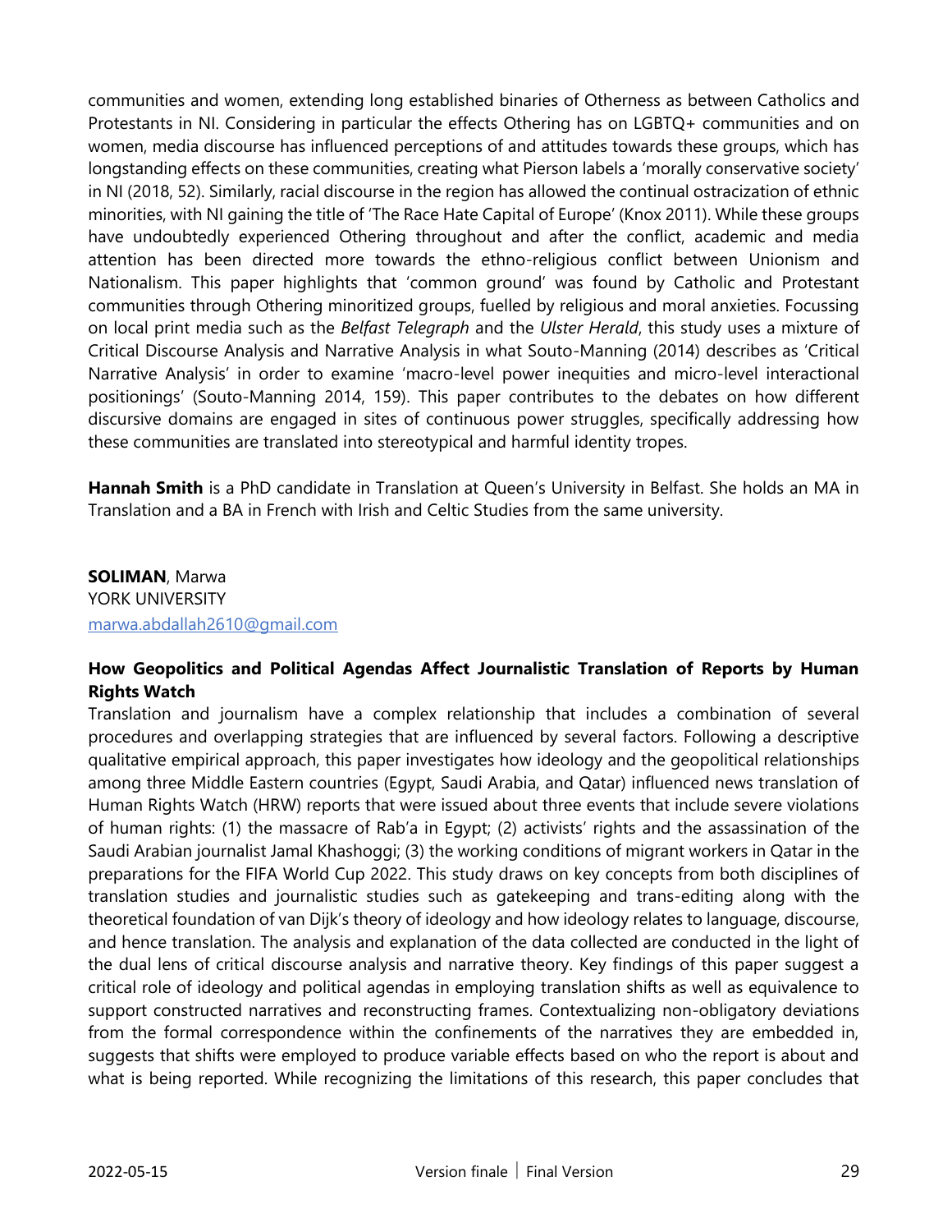communities and women, extending long established binaries of Otherness as between Catholics and Protestants in NI. Considering in particular the effects Othering has on LGBTQ+ communities and on women, media discourse has influenced perceptions of and attitudes towards these groups, which has longstanding effects on these communities, creating what Pierson labels a 'morally conservative society' in NI (2018, 52). Similarly, racial discourse in the region has allowed the continual ostracization of ethnic minorities, with NI gaining the title of 'The Race Hate Capital of Europe' (Knox 2011). While these groups have undoubtedly experienced Othering throughout and after the conflict, academic and media attention has been directed more towards the ethno-religious conflict between Unionism and Nationalism. This paper highlights that 'common ground' was found by Catholic and Protestant communities through Othering minoritized groups, fuelled by religious and moral anxieties. Focussing on local print media such as the *Belfast Telegraph* and the *Ulster Herald*, this study uses a mixture of Critical Discourse Analysis and Narrative Analysis in what Souto-Manning (2014) describes as 'Critical Narrative Analysis' in order to examine 'macro-level power inequities and micro-level interactional positionings' (Souto-Manning 2014, 159). This paper contributes to the debates on how different discursive domains are engaged in sites of continuous power struggles, specifically addressing how these communities are translated into stereotypical and harmful identity tropes.

**Hannah Smith** is a PhD candidate in Translation at Queen's University in Belfast. She holds an MA in Translation and a BA in French with Irish and Celtic Studies from the same university.

**SOLIMAN**, Marwa
YORK UNIVERSITY
marwa.abdallah2610@gmail.com

### How Geopolitics and Political Agendas Affect Journalistic Translation of Reports by Human Rights Watch

Translation and journalism have a complex relationship that includes a combination of several procedures and overlapping strategies that are influenced by several factors. Following a descriptive qualitative empirical approach, this paper investigates how ideology and the geopolitical relationships among three Middle Eastern countries (Egypt, Saudi Arabia, and Qatar) influenced news translation of Human Rights Watch (HRW) reports that were issued about three events that include severe violations of human rights: (1) the massacre of Rab'a in Egypt; (2) activists' rights and the assassination of the Saudi Arabian journalist Jamal Khashoggi; (3) the working conditions of migrant workers in Qatar in the preparations for the FIFA World Cup 2022. This study draws on key concepts from both disciplines of translation studies and journalistic studies such as gatekeeping and trans-editing along with the theoretical foundation of van Dijk's theory of ideology and how ideology relates to language, discourse, and hence translation. The analysis and explanation of the data collected are conducted in the light of the dual lens of critical discourse analysis and narrative theory. Key findings of this paper suggest a critical role of ideology and political agendas in employing translation shifts as well as equivalence to support constructed narratives and reconstructing frames. Contextualizing non-obligatory deviations from the formal correspondence within the confinements of the narratives they are embedded in, suggests that shifts were employed to produce variable effects based on who the report is about and what is being reported. While recognizing the limitations of this research, this paper concludes that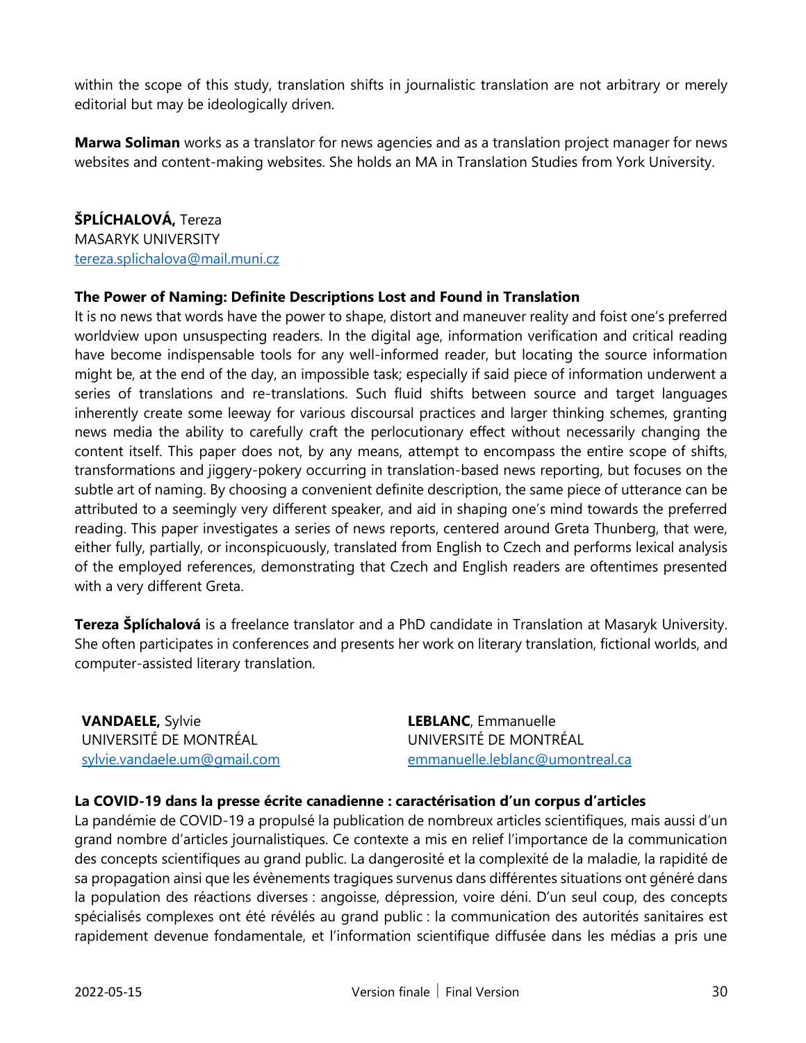within the scope of this study, translation shifts in journalistic translation are not arbitrary or merely editorial but may be ideologically driven.

**Marwa Soliman** works as a translator for news agencies and as a translation project manager for news websites and content-making websites. She holds an MA in Translation Studies from York University.

**ŠPLÍCHALOVÁ,** Tereza
MASARYK UNIVERSITY
tereza.splichalova@mail.muni.cz

**The Power of Naming: Definite Descriptions Lost and Found in Translation**

It is no news that words have the power to shape, distort and maneuver reality and foist one's preferred worldview upon unsuspecting readers. In the digital age, information verification and critical reading have become indispensable tools for any well-informed reader, but locating the source information might be, at the end of the day, an impossible task; especially if said piece of information underwent a series of translations and re-translations. Such fluid shifts between source and target languages inherently create some leeway for various discoursal practices and larger thinking schemes, granting news media the ability to carefully craft the perlocutionary effect without necessarily changing the content itself. This paper does not, by any means, attempt to encompass the entire scope of shifts, transformations and jiggery-pokery occurring in translation-based news reporting, but focuses on the subtle art of naming. By choosing a convenient definite description, the same piece of utterance can be attributed to a seemingly very different speaker, and aid in shaping one's mind towards the preferred reading. This paper investigates a series of news reports, centered around Greta Thunberg, that were, either fully, partially, or inconspicuously, translated from English to Czech and performs lexical analysis of the employed references, demonstrating that Czech and English readers are oftentimes presented with a very different Greta.

**Tereza Šplíchalová** is a freelance translator and a PhD candidate in Translation at Masaryk University. She often participates in conferences and presents her work on literary translation, fictional worlds, and computer-assisted literary translation.

**VANDAELE,** Sylvie
UNIVERSITÉ DE MONTRÉAL
sylvie.vandaele.um@gmail.com

**LEBLANC**, Emmanuelle
UNIVERSITÉ DE MONTRÉAL
emmanuelle.leblanc@umontreal.ca

**La COVID-19 dans la presse écrite canadienne : caractérisation d'un corpus d'articles**

La pandémie de COVID-19 a propulsé la publication de nombreux articles scientifiques, mais aussi d'un grand nombre d'articles journalistiques. Ce contexte a mis en relief l'importance de la communication des concepts scientifiques au grand public. La dangerosité et la complexité de la maladie, la rapidité de sa propagation ainsi que les évènements tragiques survenus dans différentes situations ont généré dans la population des réactions diverses : angoisse, dépression, voire déni. D'un seul coup, des concepts spécialisés complexes ont été révélés au grand public : la communication des autorités sanitaires est rapidement devenue fondamentale, et l'information scientifique diffusée dans les médias a pris une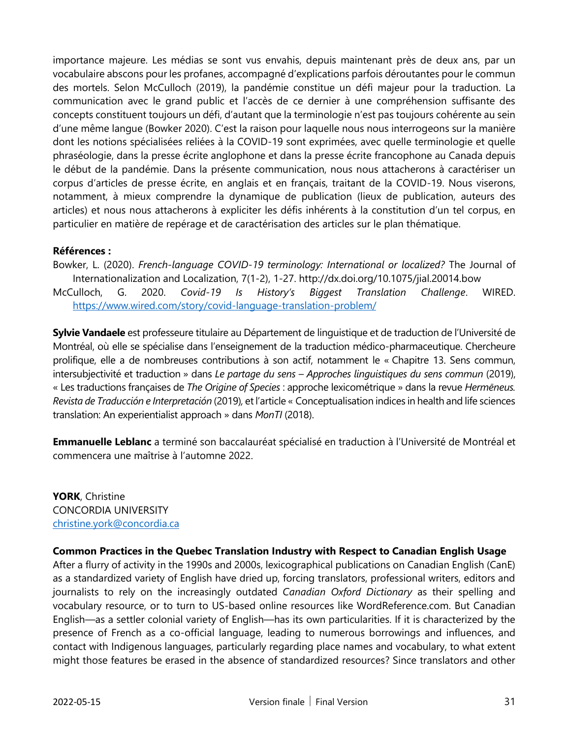importance majeure. Les médias se sont vus envahis, depuis maintenant près de deux ans, par un vocabulaire abscons pour les profanes, accompagné d'explications parfois déroutantes pour le commun des mortels. Selon McCulloch (2019), la pandémie constitue un défi majeur pour la traduction. La communication avec le grand public et l'accès de ce dernier à une compréhension suffisante des concepts constituent toujours un défi, d'autant que la terminologie n'est pas toujours cohérente au sein d'une même langue (Bowker 2020). C'est la raison pour laquelle nous nous interrogeons sur la manière dont les notions spécialisées reliées à la COVID-19 sont exprimées, avec quelle terminologie et quelle phraséologie, dans la presse écrite anglophone et dans la presse écrite francophone au Canada depuis le début de la pandémie. Dans la présente communication, nous nous attacherons à caractériser un corpus d'articles de presse écrite, en anglais et en français, traitant de la COVID-19. Nous viserons, notamment, à mieux comprendre la dynamique de publication (lieux de publication, auteurs des articles) et nous nous attacherons à expliciter les défis inhérents à la constitution d'un tel corpus, en particulier en matière de repérage et de caractérisation des articles sur le plan thématique.

**Références :**

Bowker, L. (2020). *French-language COVID-19 terminology: International or localized?* The Journal of Internationalization and Localization, 7(1-2), 1-27. http://dx.doi.org/10.1075/jial.20014.bow

McCulloch, G. 2020. *Covid-19 Is History's Biggest Translation Challenge*. WIRED. https://www.wired.com/story/covid-language-translation-problem/

**Sylvie Vandaele** est professeure titulaire au Département de linguistique et de traduction de l'Université de Montréal, où elle se spécialise dans l'enseignement de la traduction médico-pharmaceutique. Chercheure prolifique, elle a de nombreuses contributions à son actif, notamment le « Chapitre 13. Sens commun, intersubjectivité et traduction » dans *Le partage du sens – Approches linguistiques du sens commun* (2019), « Les traductions françaises de *The Origine of Species* : approche lexicométrique » dans la revue *Hermēneus. Revista de Traducción e Interpretación* (2019), et l'article « Conceptualisation indices in health and life sciences translation: An experientialist approach » dans *MonTI* (2018).

**Emmanuelle Leblanc** a terminé son baccalauréat spécialisé en traduction à l'Université de Montréal et commencera une maîtrise à l'automne 2022.

**YORK**, Christine
CONCORDIA UNIVERSITY
christine.york@concordia.ca

**Common Practices in the Quebec Translation Industry with Respect to Canadian English Usage**

After a flurry of activity in the 1990s and 2000s, lexicographical publications on Canadian English (CanE) as a standardized variety of English have dried up, forcing translators, professional writers, editors and journalists to rely on the increasingly outdated *Canadian Oxford Dictionary* as their spelling and vocabulary resource, or to turn to US-based online resources like WordReference.com. But Canadian English—as a settler colonial variety of English—has its own particularities. If it is characterized by the presence of French as a co-official language, leading to numerous borrowings and influences, and contact with Indigenous languages, particularly regarding place names and vocabulary, to what extent might those features be erased in the absence of standardized resources? Since translators and other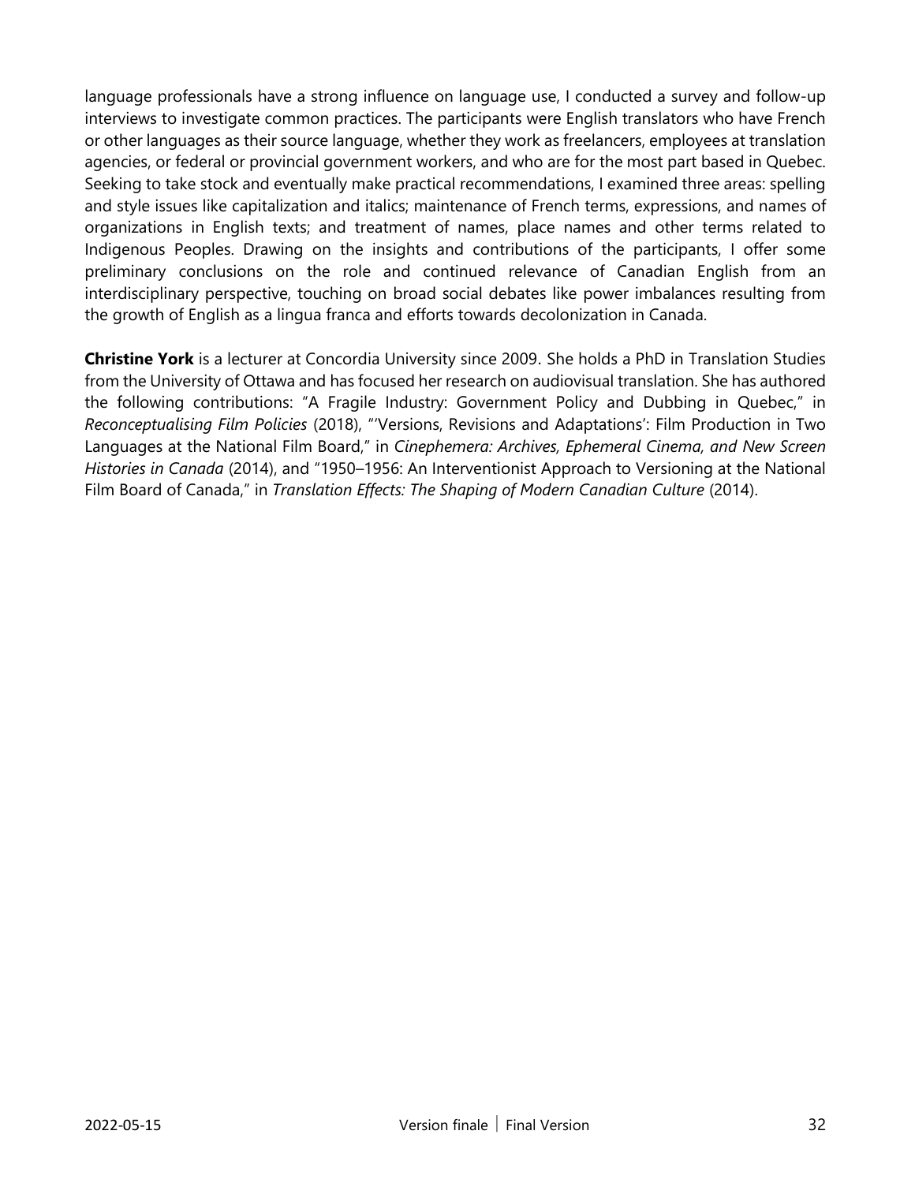language professionals have a strong influence on language use, I conducted a survey and follow-up interviews to investigate common practices. The participants were English translators who have French or other languages as their source language, whether they work as freelancers, employees at translation agencies, or federal or provincial government workers, and who are for the most part based in Quebec. Seeking to take stock and eventually make practical recommendations, I examined three areas: spelling and style issues like capitalization and italics; maintenance of French terms, expressions, and names of organizations in English texts; and treatment of names, place names and other terms related to Indigenous Peoples. Drawing on the insights and contributions of the participants, I offer some preliminary conclusions on the role and continued relevance of Canadian English from an interdisciplinary perspective, touching on broad social debates like power imbalances resulting from the growth of English as a lingua franca and efforts towards decolonization in Canada.

**Christine York** is a lecturer at Concordia University since 2009. She holds a PhD in Translation Studies from the University of Ottawa and has focused her research on audiovisual translation. She has authored the following contributions: "A Fragile Industry: Government Policy and Dubbing in Quebec," in *Reconceptualising Film Policies* (2018), "'Versions, Revisions and Adaptations': Film Production in Two Languages at the National Film Board," in *Cinephemera: Archives, Ephemeral Cinema, and New Screen Histories in Canada* (2014), and "1950–1956: An Interventionist Approach to Versioning at the National Film Board of Canada," in *Translation Effects: The Shaping of Modern Canadian Culture* (2014).